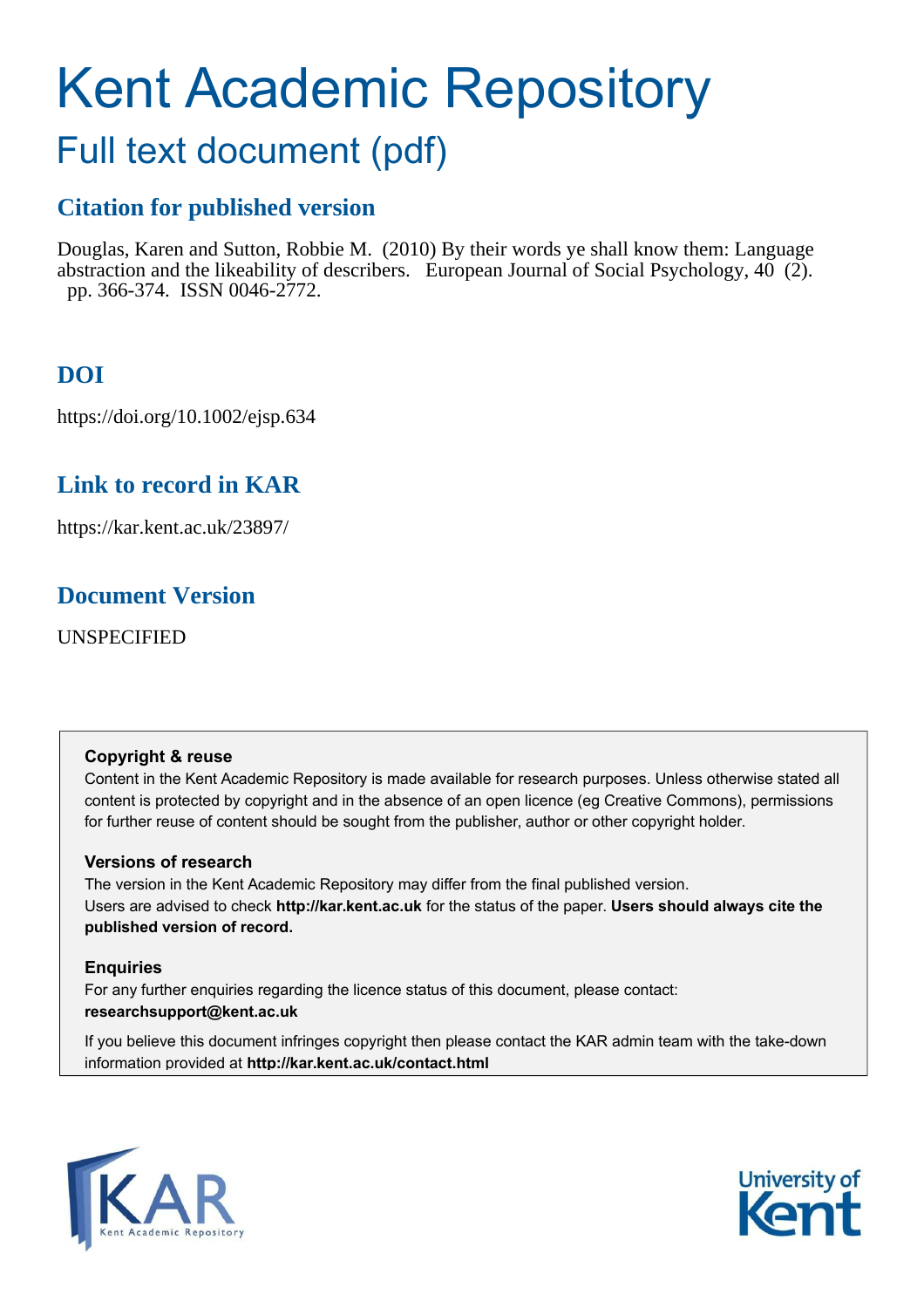# Kent Academic Repository

## Full text document (pdf)

### Citation for published version

Douglas, Karen and Sutton, Robbie M. (2010) By their words ye shall know them: Language abstraction and the likeability of describers. European Journal of Social Psychology, 40 (2). pp. 366-374. ISSN 0046-2772.

### DOI

https://doi.org/10.1002/ejsp.634

### Link to record in KAR

https://kar.kent.ac.uk/23897/

### Document Version

UNSPECIFIED

**Copyright & reuse**
Content in the Kent Academic Repository is made available for research purposes. Unless otherwise stated all content is protected by copyright and in the absence of an open licence (eg Creative Commons), permissions for further reuse of content should be sought from the publisher, author or other copyright holder.

**Versions of research**
The version in the Kent Academic Repository may differ from the final published version. Users are advised to check **http://kar.kent.ac.uk** for the status of the paper. **Users should always cite the published version of record.**

**Enquiries**
For any further enquiries regarding the licence status of this document, please contact: **researchsupport@kent.ac.uk**

If you believe this document infringes copyright then please contact the KAR admin team with the take-down information provided at **http://kar.kent.ac.uk/contact.html**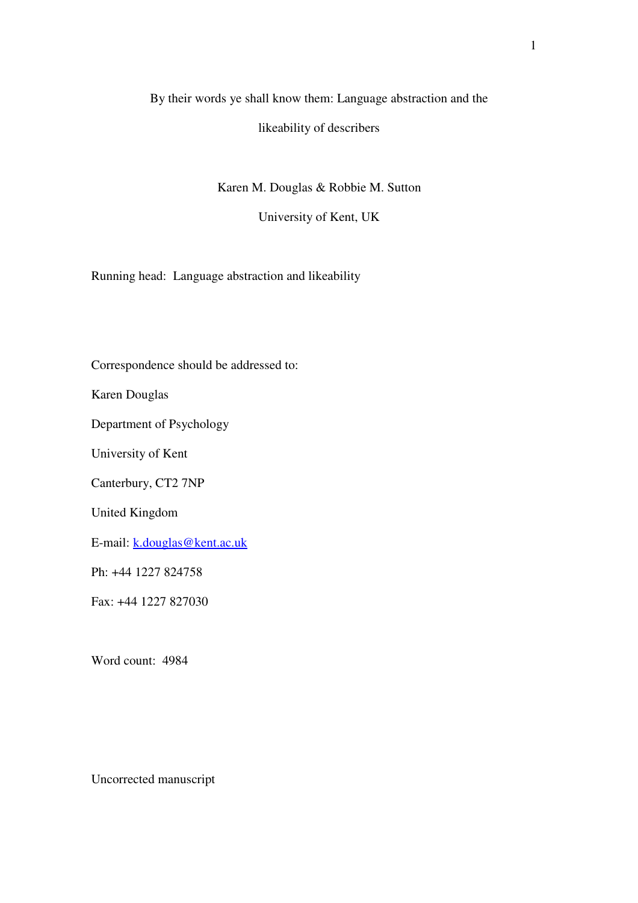By their words ye shall know them: Language abstraction and the likeability of describers

Karen M. Douglas & Robbie M. Sutton

University of Kent, UK

Running head: Language abstraction and likeability

Correspondence should be addressed to:

Karen Douglas

Department of Psychology

University of Kent

Canterbury, CT2 7NP

United Kingdom

E-mail: k.douglas@kent.ac.uk

Ph: +44 1227 824758

Fax: +44 1227 827030

Word count: 4984

Uncorrected manuscript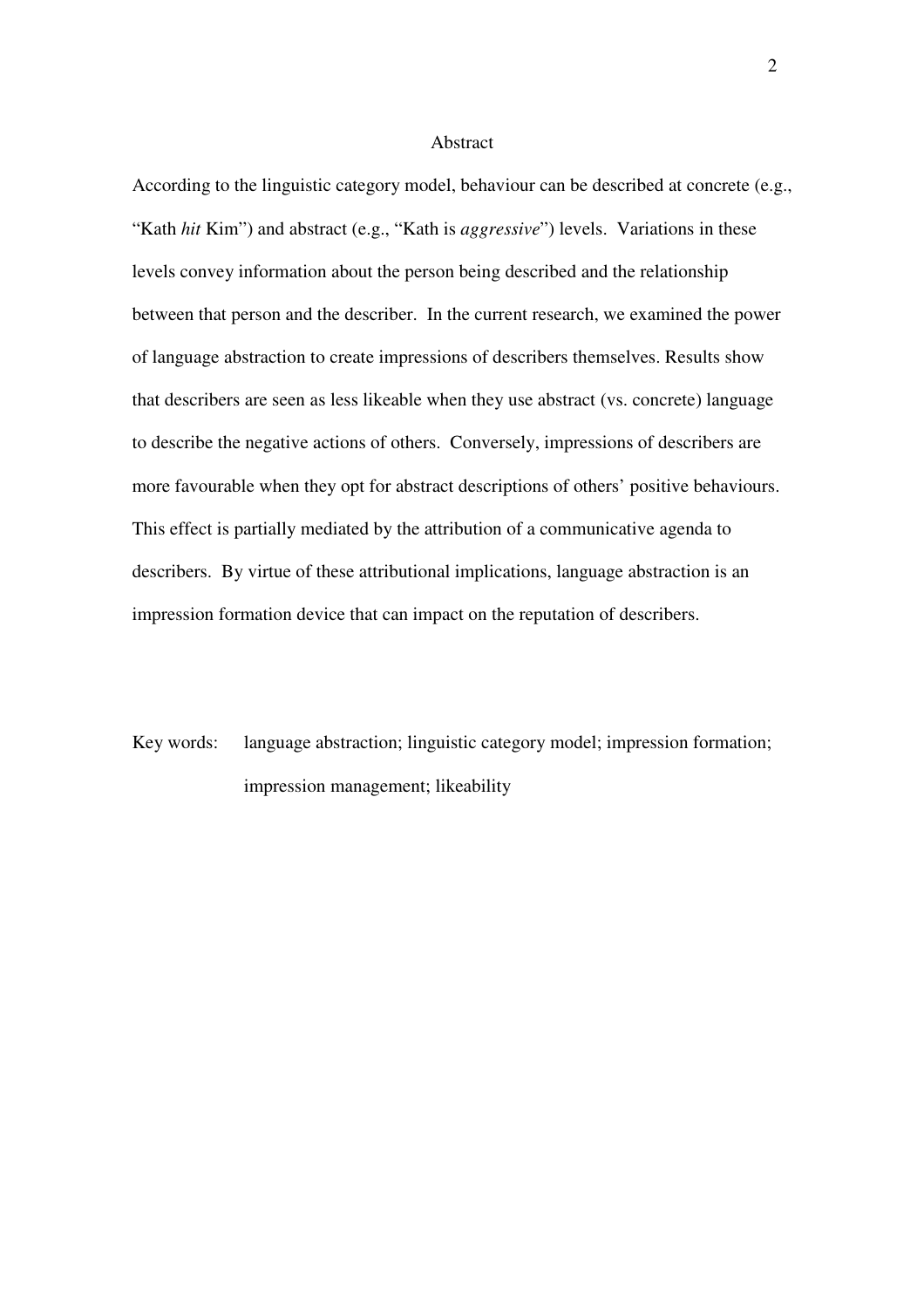## Abstract

According to the linguistic category model, behaviour can be described at concrete (e.g., "Kath *hit* Kim") and abstract (e.g., "Kath is *aggressive*") levels. Variations in these levels convey information about the person being described and the relationship between that person and the describer. In the current research, we examined the power of language abstraction to create impressions of describers themselves. Results show that describers are seen as less likeable when they use abstract (vs. concrete) language to describe the negative actions of others. Conversely, impressions of describers are more favourable when they opt for abstract descriptions of others' positive behaviours. This effect is partially mediated by the attribution of a communicative agenda to describers. By virtue of these attributional implications, language abstraction is an impression formation device that can impact on the reputation of describers.

Key words: language abstraction; linguistic category model; impression formation; impression management; likeability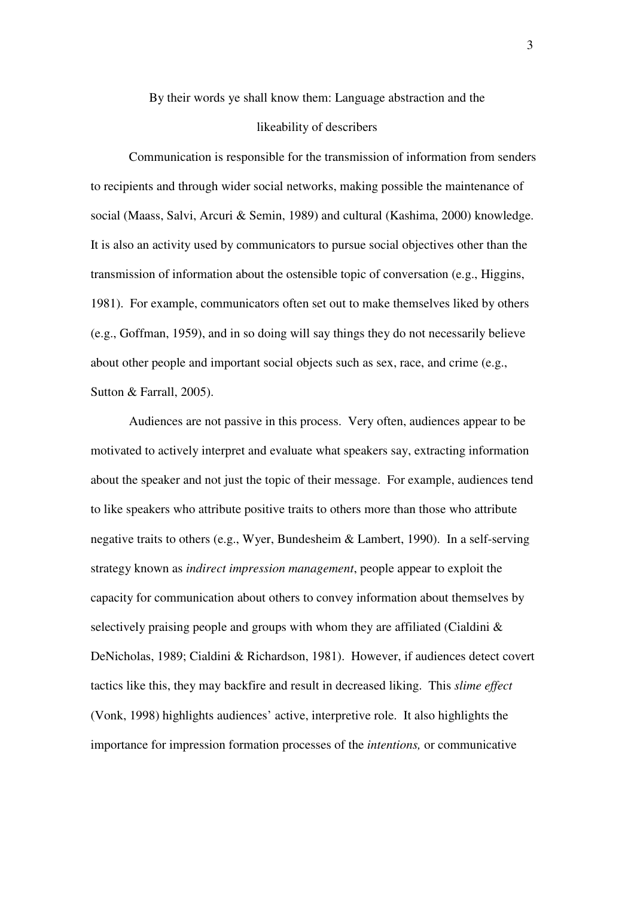# By their words ye shall know them: Language abstraction and the likeability of describers

Communication is responsible for the transmission of information from senders to recipients and through wider social networks, making possible the maintenance of social (Maass, Salvi, Arcuri & Semin, 1989) and cultural (Kashima, 2000) knowledge. It is also an activity used by communicators to pursue social objectives other than the transmission of information about the ostensible topic of conversation (e.g., Higgins, 1981). For example, communicators often set out to make themselves liked by others (e.g., Goffman, 1959), and in so doing will say things they do not necessarily believe about other people and important social objects such as sex, race, and crime (e.g., Sutton & Farrall, 2005).

Audiences are not passive in this process. Very often, audiences appear to be motivated to actively interpret and evaluate what speakers say, extracting information about the speaker and not just the topic of their message. For example, audiences tend to like speakers who attribute positive traits to others more than those who attribute negative traits to others (e.g., Wyer, Bundesheim & Lambert, 1990). In a self-serving strategy known as *indirect impression management*, people appear to exploit the capacity for communication about others to convey information about themselves by selectively praising people and groups with whom they are affiliated (Cialdini & DeNicholas, 1989; Cialdini & Richardson, 1981). However, if audiences detect covert tactics like this, they may backfire and result in decreased liking. This *slime effect* (Vonk, 1998) highlights audiences' active, interpretive role. It also highlights the importance for impression formation processes of the *intentions,* or communicative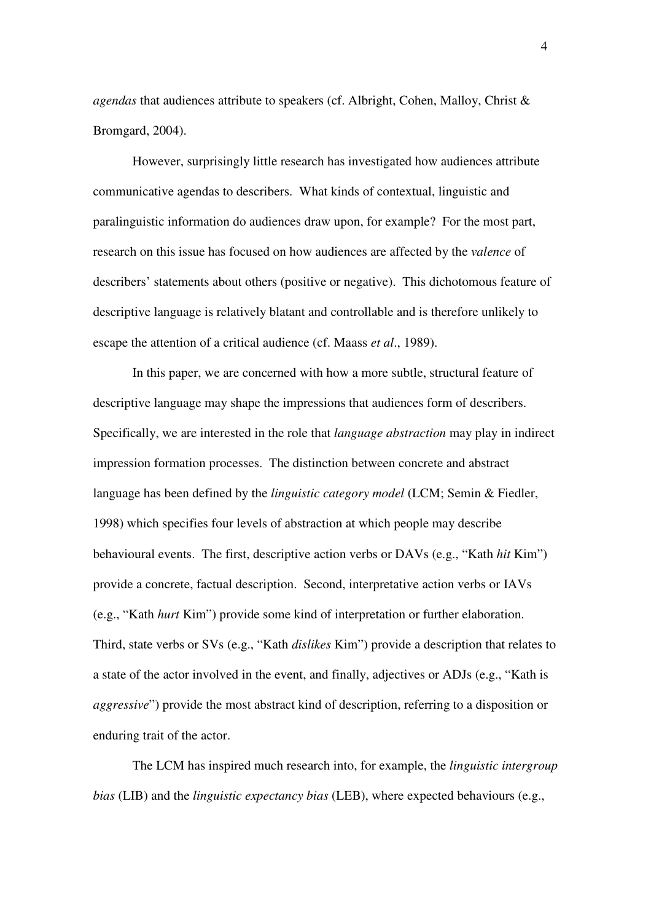*agendas* that audiences attribute to speakers (cf. Albright, Cohen, Malloy, Christ & Bromgard, 2004).

However, surprisingly little research has investigated how audiences attribute communicative agendas to describers. What kinds of contextual, linguistic and paralinguistic information do audiences draw upon, for example? For the most part, research on this issue has focused on how audiences are affected by the *valence* of describers' statements about others (positive or negative). This dichotomous feature of descriptive language is relatively blatant and controllable and is therefore unlikely to escape the attention of a critical audience (cf. Maass *et al*., 1989).

In this paper, we are concerned with how a more subtle, structural feature of descriptive language may shape the impressions that audiences form of describers. Specifically, we are interested in the role that *language abstraction* may play in indirect impression formation processes. The distinction between concrete and abstract language has been defined by the *linguistic category model* (LCM; Semin & Fiedler, 1998) which specifies four levels of abstraction at which people may describe behavioural events. The first, descriptive action verbs or DAVs (e.g., "Kath *hit* Kim") provide a concrete, factual description. Second, interpretative action verbs or IAVs (e.g., "Kath *hurt* Kim") provide some kind of interpretation or further elaboration. Third, state verbs or SVs (e.g., "Kath *dislikes* Kim") provide a description that relates to a state of the actor involved in the event, and finally, adjectives or ADJs (e.g., "Kath is *aggressive*") provide the most abstract kind of description, referring to a disposition or enduring trait of the actor.

The LCM has inspired much research into, for example, the *linguistic intergroup bias* (LIB) and the *linguistic expectancy bias* (LEB), where expected behaviours (e.g.,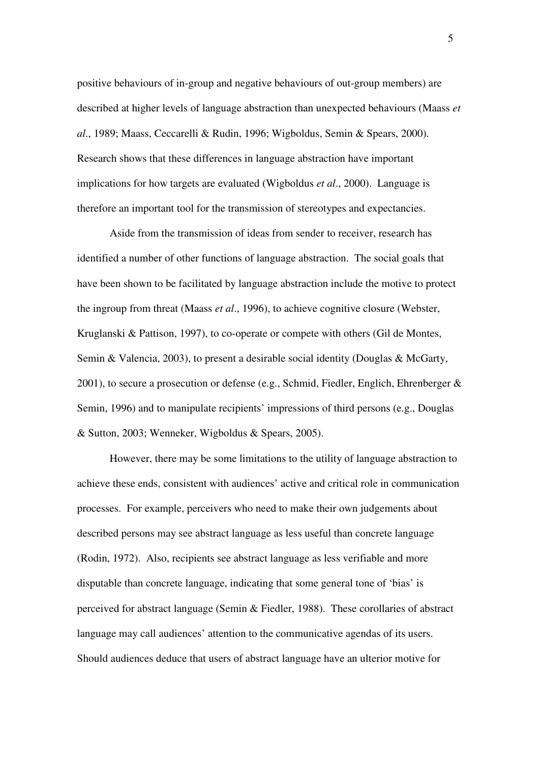positive behaviours of in-group and negative behaviours of out-group members) are described at higher levels of language abstraction than unexpected behaviours (Maass *et al*., 1989; Maass, Ceccarelli & Rudin, 1996; Wigboldus, Semin & Spears, 2000). Research shows that these differences in language abstraction have important implications for how targets are evaluated (Wigboldus *et al*., 2000). Language is therefore an important tool for the transmission of stereotypes and expectancies.

Aside from the transmission of ideas from sender to receiver, research has identified a number of other functions of language abstraction. The social goals that have been shown to be facilitated by language abstraction include the motive to protect the ingroup from threat (Maass *et al*., 1996), to achieve cognitive closure (Webster, Kruglanski & Pattison, 1997), to co-operate or compete with others (Gil de Montes, Semin & Valencia, 2003), to present a desirable social identity (Douglas & McGarty, 2001), to secure a prosecution or defense (e.g., Schmid, Fiedler, Englich, Ehrenberger & Semin, 1996) and to manipulate recipients' impressions of third persons (e.g., Douglas & Sutton, 2003; Wenneker, Wigboldus & Spears, 2005).

However, there may be some limitations to the utility of language abstraction to achieve these ends, consistent with audiences' active and critical role in communication processes. For example, perceivers who need to make their own judgements about described persons may see abstract language as less useful than concrete language (Rodin, 1972). Also, recipients see abstract language as less verifiable and more disputable than concrete language, indicating that some general tone of 'bias' is perceived for abstract language (Semin & Fiedler, 1988). These corollaries of abstract language may call audiences' attention to the communicative agendas of its users. Should audiences deduce that users of abstract language have an ulterior motive for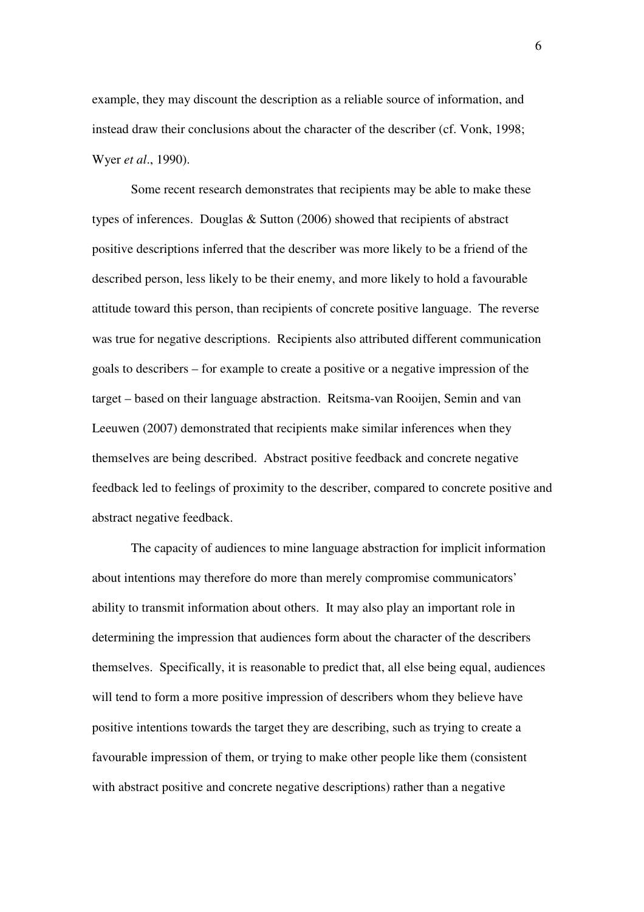example, they may discount the description as a reliable source of information, and instead draw their conclusions about the character of the describer (cf. Vonk, 1998; Wyer *et al*., 1990).

Some recent research demonstrates that recipients may be able to make these types of inferences. Douglas & Sutton (2006) showed that recipients of abstract positive descriptions inferred that the describer was more likely to be a friend of the described person, less likely to be their enemy, and more likely to hold a favourable attitude toward this person, than recipients of concrete positive language. The reverse was true for negative descriptions. Recipients also attributed different communication goals to describers – for example to create a positive or a negative impression of the target – based on their language abstraction. Reitsma-van Rooijen, Semin and van Leeuwen (2007) demonstrated that recipients make similar inferences when they themselves are being described. Abstract positive feedback and concrete negative feedback led to feelings of proximity to the describer, compared to concrete positive and abstract negative feedback.

The capacity of audiences to mine language abstraction for implicit information about intentions may therefore do more than merely compromise communicators' ability to transmit information about others. It may also play an important role in determining the impression that audiences form about the character of the describers themselves. Specifically, it is reasonable to predict that, all else being equal, audiences will tend to form a more positive impression of describers whom they believe have positive intentions towards the target they are describing, such as trying to create a favourable impression of them, or trying to make other people like them (consistent with abstract positive and concrete negative descriptions) rather than a negative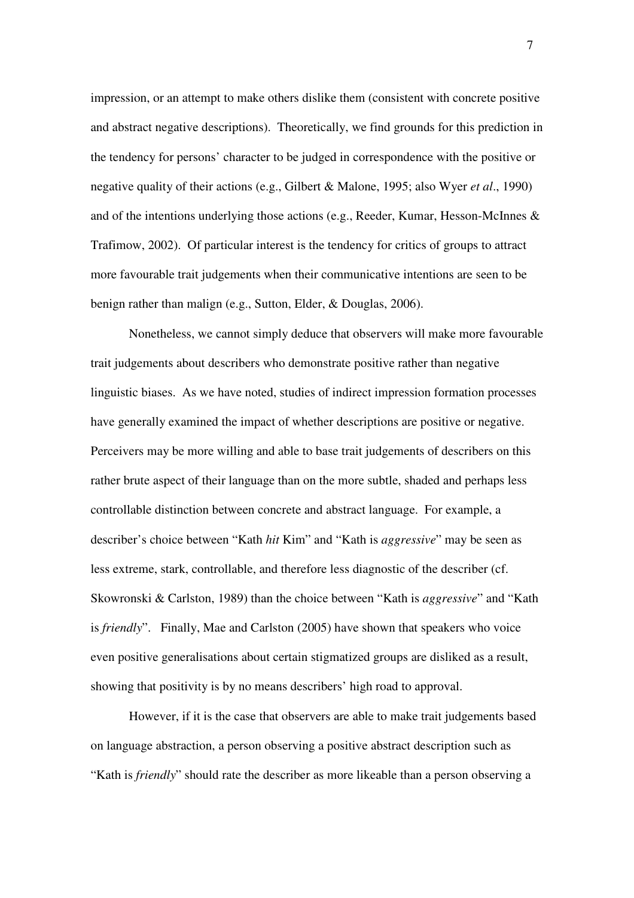impression, or an attempt to make others dislike them (consistent with concrete positive and abstract negative descriptions). Theoretically, we find grounds for this prediction in the tendency for persons' character to be judged in correspondence with the positive or negative quality of their actions (e.g., Gilbert & Malone, 1995; also Wyer *et al*., 1990) and of the intentions underlying those actions (e.g., Reeder, Kumar, Hesson-McInnes & Trafimow, 2002). Of particular interest is the tendency for critics of groups to attract more favourable trait judgements when their communicative intentions are seen to be benign rather than malign (e.g., Sutton, Elder, & Douglas, 2006).

Nonetheless, we cannot simply deduce that observers will make more favourable trait judgements about describers who demonstrate positive rather than negative linguistic biases. As we have noted, studies of indirect impression formation processes have generally examined the impact of whether descriptions are positive or negative. Perceivers may be more willing and able to base trait judgements of describers on this rather brute aspect of their language than on the more subtle, shaded and perhaps less controllable distinction between concrete and abstract language. For example, a describer's choice between "Kath *hit* Kim" and "Kath is *aggressive*" may be seen as less extreme, stark, controllable, and therefore less diagnostic of the describer (cf. Skowronski & Carlston, 1989) than the choice between "Kath is *aggressive*" and "Kath is *friendly*". Finally, Mae and Carlston (2005) have shown that speakers who voice even positive generalisations about certain stigmatized groups are disliked as a result, showing that positivity is by no means describers' high road to approval.

However, if it is the case that observers are able to make trait judgements based on language abstraction, a person observing a positive abstract description such as "Kath is *friendly*" should rate the describer as more likeable than a person observing a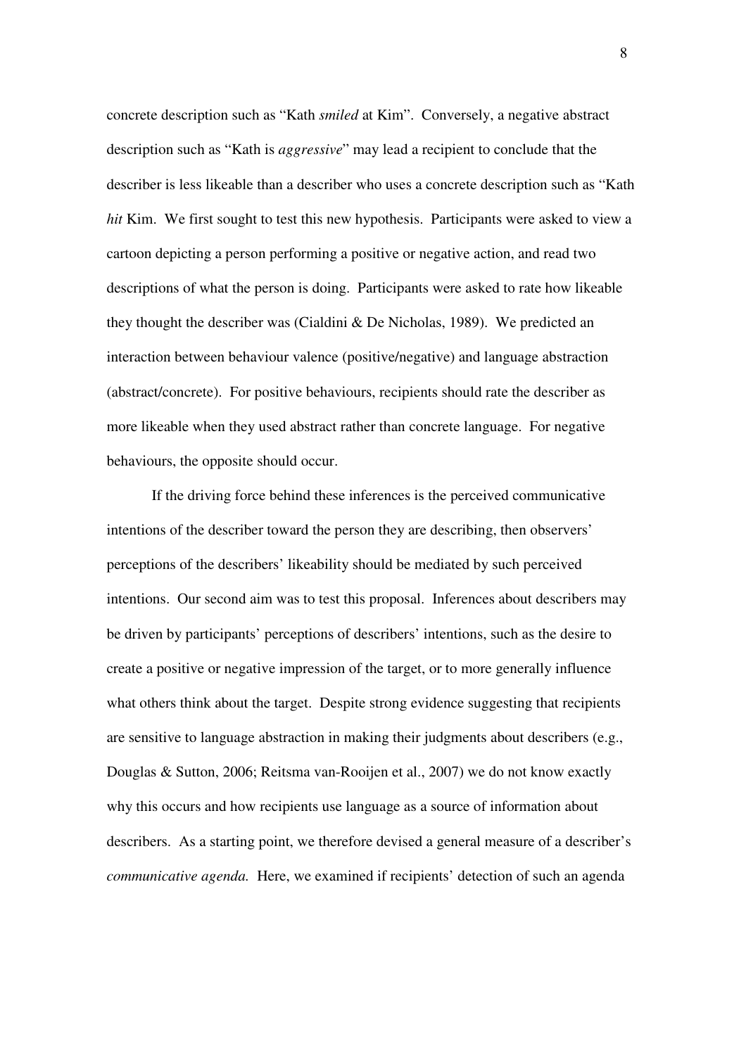concrete description such as "Kath *smiled* at Kim". Conversely, a negative abstract description such as "Kath is *aggressive*" may lead a recipient to conclude that the describer is less likeable than a describer who uses a concrete description such as "Kath *hit* Kim. We first sought to test this new hypothesis. Participants were asked to view a cartoon depicting a person performing a positive or negative action, and read two descriptions of what the person is doing. Participants were asked to rate how likeable they thought the describer was (Cialdini & De Nicholas, 1989). We predicted an interaction between behaviour valence (positive/negative) and language abstraction (abstract/concrete). For positive behaviours, recipients should rate the describer as more likeable when they used abstract rather than concrete language. For negative behaviours, the opposite should occur.

If the driving force behind these inferences is the perceived communicative intentions of the describer toward the person they are describing, then observers' perceptions of the describers' likeability should be mediated by such perceived intentions. Our second aim was to test this proposal. Inferences about describers may be driven by participants' perceptions of describers' intentions, such as the desire to create a positive or negative impression of the target, or to more generally influence what others think about the target. Despite strong evidence suggesting that recipients are sensitive to language abstraction in making their judgments about describers (e.g., Douglas & Sutton, 2006; Reitsma van-Rooijen et al., 2007) we do not know exactly why this occurs and how recipients use language as a source of information about describers. As a starting point, we therefore devised a general measure of a describer's *communicative agenda.* Here, we examined if recipients' detection of such an agenda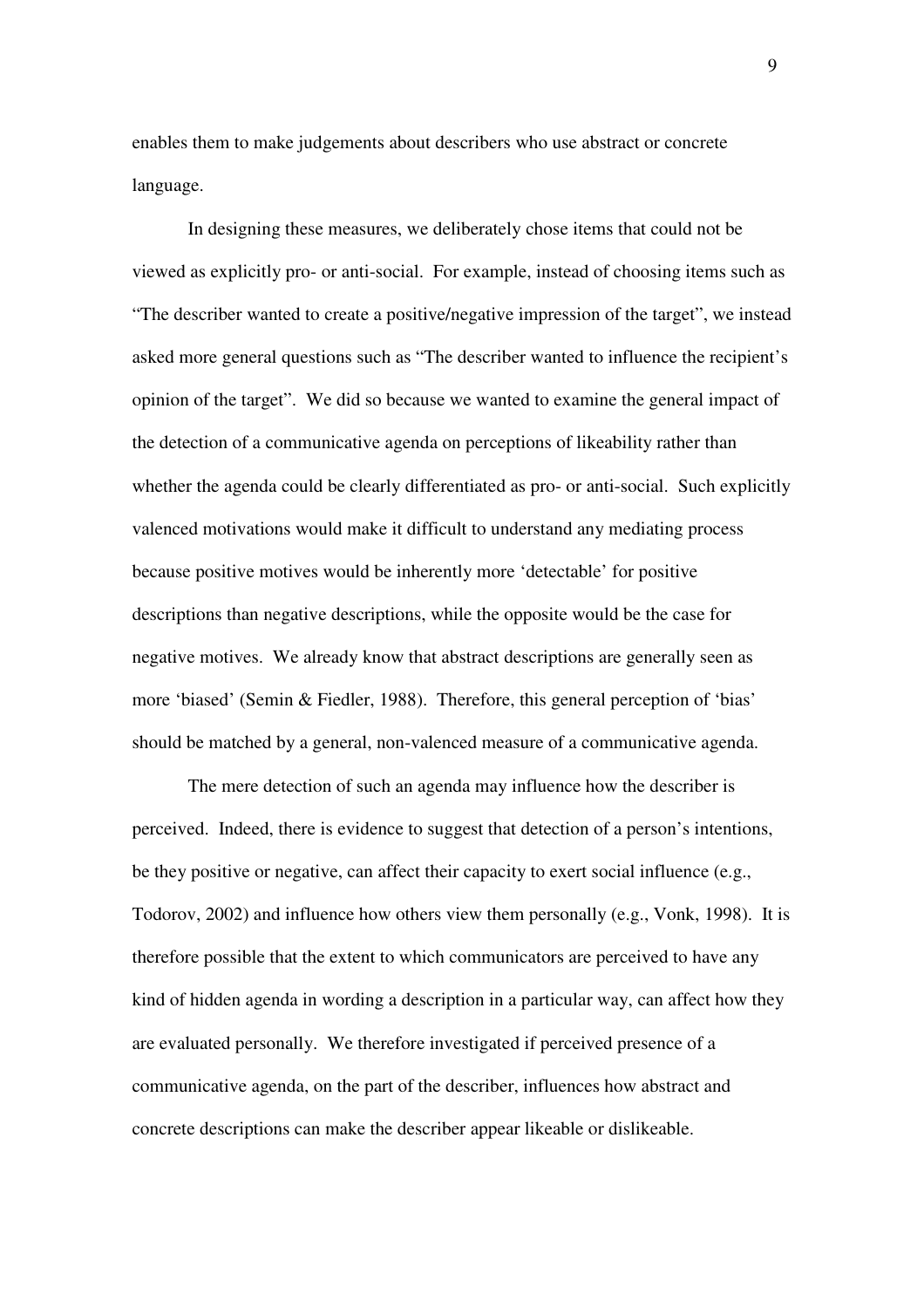enables them to make judgements about describers who use abstract or concrete language.

In designing these measures, we deliberately chose items that could not be viewed as explicitly pro- or anti-social. For example, instead of choosing items such as "The describer wanted to create a positive/negative impression of the target", we instead asked more general questions such as "The describer wanted to influence the recipient's opinion of the target". We did so because we wanted to examine the general impact of the detection of a communicative agenda on perceptions of likeability rather than whether the agenda could be clearly differentiated as pro- or anti-social. Such explicitly valenced motivations would make it difficult to understand any mediating process because positive motives would be inherently more 'detectable' for positive descriptions than negative descriptions, while the opposite would be the case for negative motives. We already know that abstract descriptions are generally seen as more 'biased' (Semin & Fiedler, 1988). Therefore, this general perception of 'bias' should be matched by a general, non-valenced measure of a communicative agenda.

The mere detection of such an agenda may influence how the describer is perceived. Indeed, there is evidence to suggest that detection of a person's intentions, be they positive or negative, can affect their capacity to exert social influence (e.g., Todorov, 2002) and influence how others view them personally (e.g., Vonk, 1998). It is therefore possible that the extent to which communicators are perceived to have any kind of hidden agenda in wording a description in a particular way, can affect how they are evaluated personally. We therefore investigated if perceived presence of a communicative agenda, on the part of the describer, influences how abstract and concrete descriptions can make the describer appear likeable or dislikeable.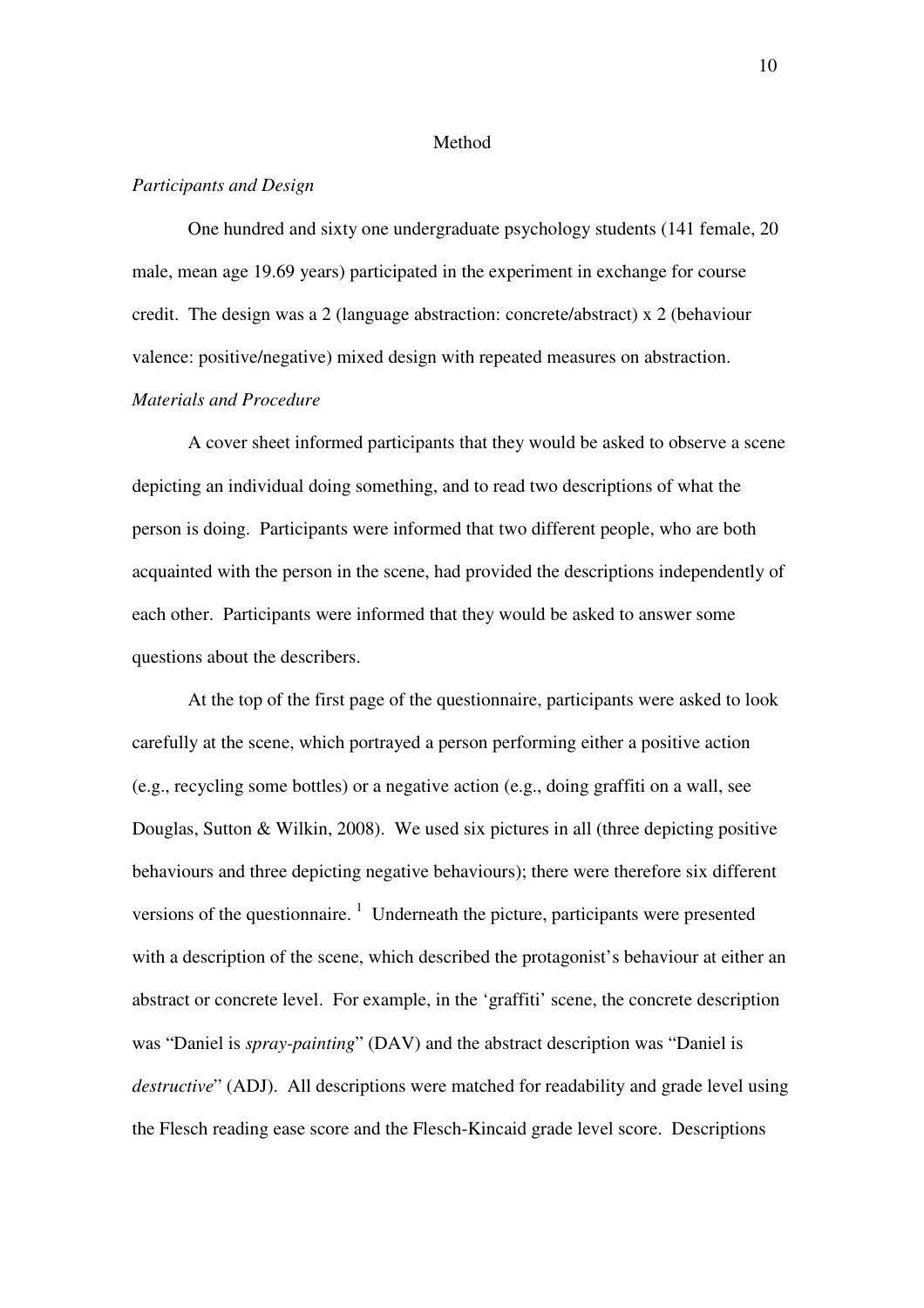## Method

### *Participants and Design*

One hundred and sixty one undergraduate psychology students (141 female, 20 male, mean age 19.69 years) participated in the experiment in exchange for course credit. The design was a 2 (language abstraction: concrete/abstract) x 2 (behaviour valence: positive/negative) mixed design with repeated measures on abstraction.

### *Materials and Procedure*

A cover sheet informed participants that they would be asked to observe a scene depicting an individual doing something, and to read two descriptions of what the person is doing. Participants were informed that two different people, who are both acquainted with the person in the scene, had provided the descriptions independently of each other. Participants were informed that they would be asked to answer some questions about the describers.

At the top of the first page of the questionnaire, participants were asked to look carefully at the scene, which portrayed a person performing either a positive action (e.g., recycling some bottles) or a negative action (e.g., doing graffiti on a wall, see Douglas, Sutton & Wilkin, 2008). We used six pictures in all (three depicting positive behaviours and three depicting negative behaviours); there were therefore six different versions of the questionnaire. [1] Underneath the picture, participants were presented with a description of the scene, which described the protagonist's behaviour at either an abstract or concrete level. For example, in the 'graffiti' scene, the concrete description was "Daniel is *spray-painting*" (DAV) and the abstract description was "Daniel is *destructive*" (ADJ). All descriptions were matched for readability and grade level using the Flesch reading ease score and the Flesch-Kincaid grade level score. Descriptions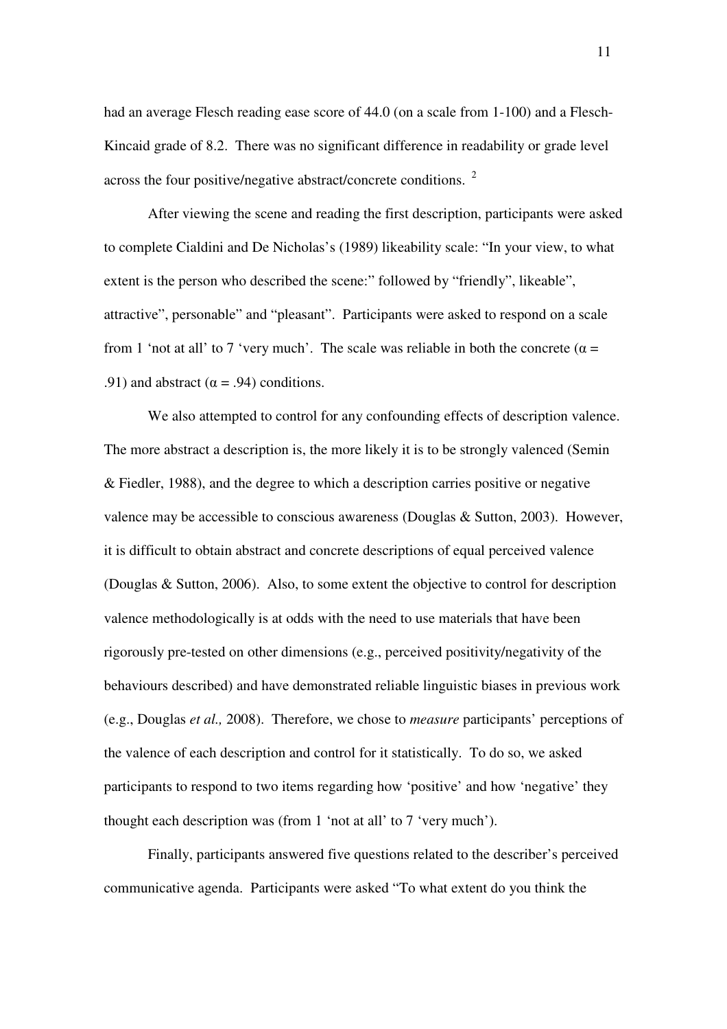had an average Flesch reading ease score of 44.0 (on a scale from 1-100) and a Flesch-Kincaid grade of 8.2. There was no significant difference in readability or grade level across the four positive/negative abstract/concrete conditions. [2]

After viewing the scene and reading the first description, participants were asked to complete Cialdini and De Nicholas's (1989) likeability scale: "In your view, to what extent is the person who described the scene:" followed by "friendly", likeable", attractive", personable" and "pleasant". Participants were asked to respond on a scale from 1 'not at all' to 7 'very much'. The scale was reliable in both the concrete ($\alpha$ = .91) and abstract ($\alpha$ = .94) conditions.

We also attempted to control for any confounding effects of description valence. The more abstract a description is, the more likely it is to be strongly valenced (Semin & Fiedler, 1988), and the degree to which a description carries positive or negative valence may be accessible to conscious awareness (Douglas & Sutton, 2003). However, it is difficult to obtain abstract and concrete descriptions of equal perceived valence (Douglas & Sutton, 2006). Also, to some extent the objective to control for description valence methodologically is at odds with the need to use materials that have been rigorously pre-tested on other dimensions (e.g., perceived positivity/negativity of the behaviours described) and have demonstrated reliable linguistic biases in previous work (e.g., Douglas *et al.,* 2008). Therefore, we chose to *measure* participants' perceptions of the valence of each description and control for it statistically. To do so, we asked participants to respond to two items regarding how 'positive' and how 'negative' they thought each description was (from 1 'not at all' to 7 'very much').

Finally, participants answered five questions related to the describer's perceived communicative agenda. Participants were asked "To what extent do you think the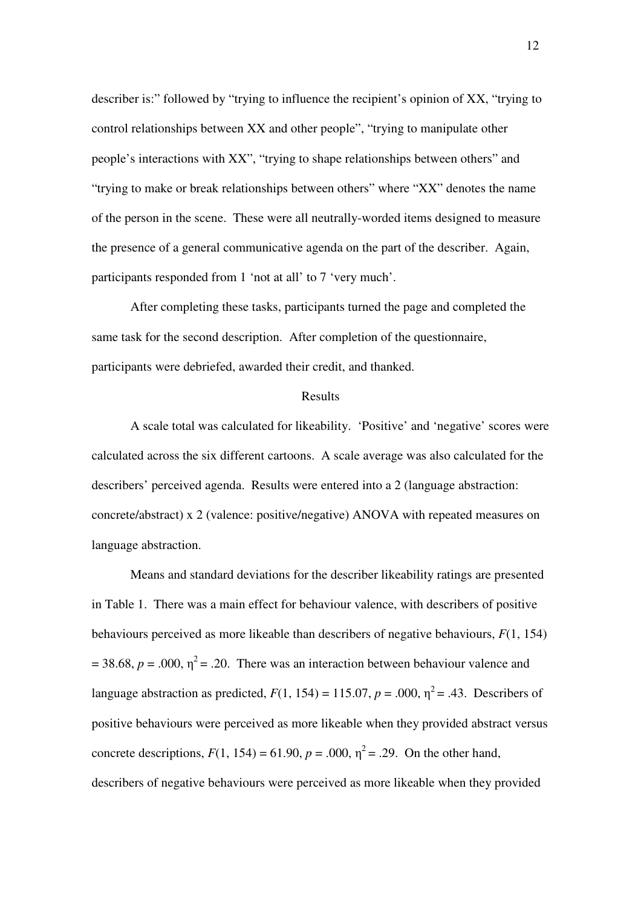describer is:" followed by "trying to influence the recipient's opinion of XX, "trying to control relationships between XX and other people", "trying to manipulate other people's interactions with XX", "trying to shape relationships between others" and "trying to make or break relationships between others" where "XX" denotes the name of the person in the scene. These were all neutrally-worded items designed to measure the presence of a general communicative agenda on the part of the describer. Again, participants responded from 1 'not at all' to 7 'very much'.

After completing these tasks, participants turned the page and completed the same task for the second description. After completion of the questionnaire, participants were debriefed, awarded their credit, and thanked.

## Results

A scale total was calculated for likeability. 'Positive' and 'negative' scores were calculated across the six different cartoons. A scale average was also calculated for the describers' perceived agenda. Results were entered into a 2 (language abstraction: concrete/abstract) x 2 (valence: positive/negative) ANOVA with repeated measures on language abstraction.

Means and standard deviations for the describer likeability ratings are presented in Table 1. There was a main effect for behaviour valence, with describers of positive behaviours perceived as more likeable than describers of negative behaviours, $F(1, 154) = 38.68$, $p = .000$, $\eta^2 = .20$. There was an interaction between behaviour valence and language abstraction as predicted, $F(1, 154) = 115.07$, $p = .000$, $\eta^2 = .43$. Describers of positive behaviours were perceived as more likeable when they provided abstract versus concrete descriptions, $F(1, 154) = 61.90$, $p = .000$, $\eta^2 = .29$. On the other hand, describers of negative behaviours were perceived as more likeable when they provided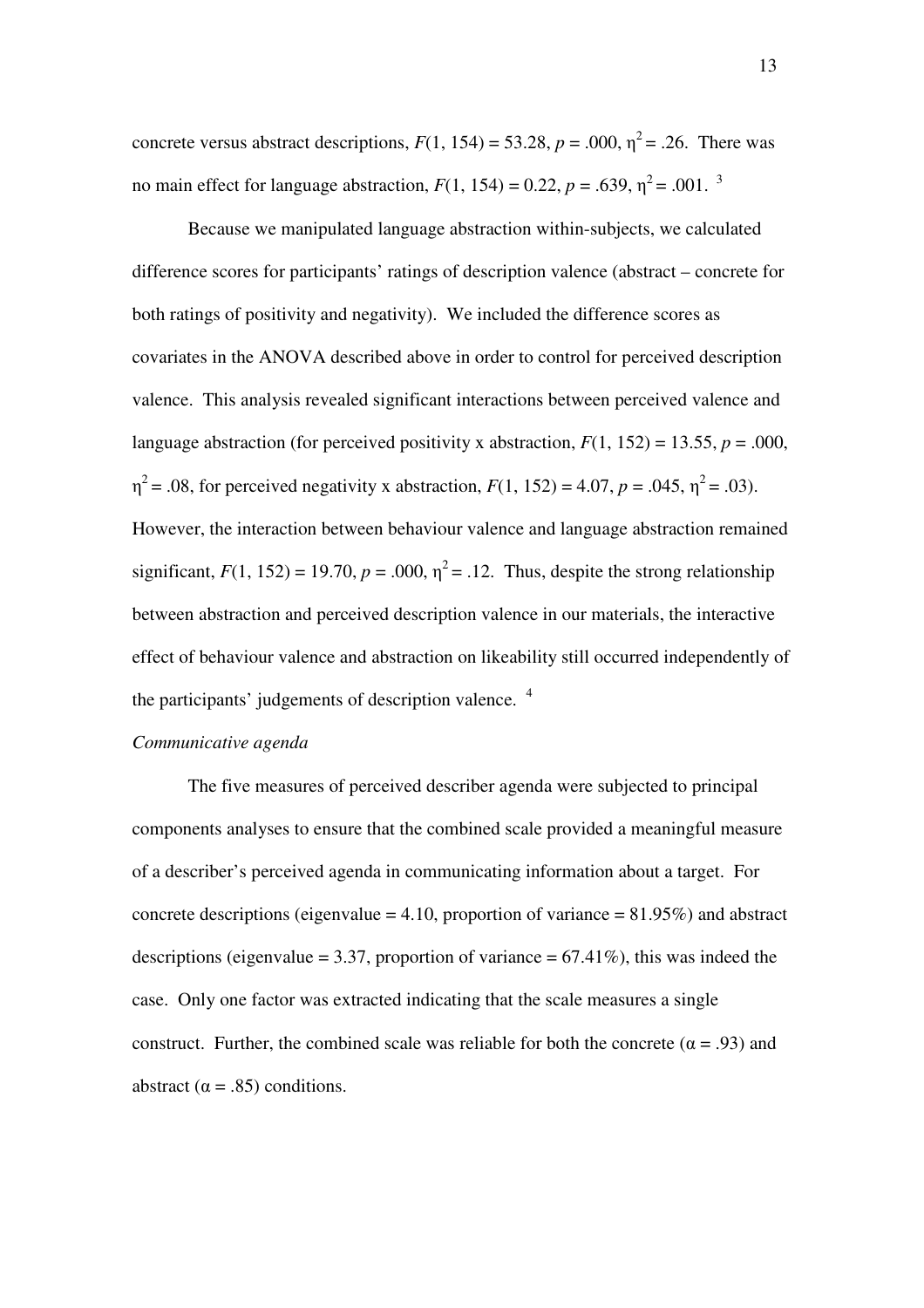concrete versus abstract descriptions, $F(1, 154) = 53.28$, $p = .000$, $\eta^2 = .26$. There was no main effect for language abstraction, $F(1, 154) = 0.22$, $p = .639$, $\eta^2 = .001$. [3]

Because we manipulated language abstraction within-subjects, we calculated difference scores for participants' ratings of description valence (abstract – concrete for both ratings of positivity and negativity). We included the difference scores as covariates in the ANOVA described above in order to control for perceived description valence. This analysis revealed significant interactions between perceived valence and language abstraction (for perceived positivity x abstraction, $F(1, 152) = 13.55$, $p = .000$, $\eta^2 = .08$, for perceived negativity x abstraction, $F(1, 152) = 4.07$, $p = .045$, $\eta^2 = .03$). However, the interaction between behaviour valence and language abstraction remained significant, $F(1, 152) = 19.70$, $p = .000$, $\eta^2 = .12$. Thus, despite the strong relationship between abstraction and perceived description valence in our materials, the interactive effect of behaviour valence and abstraction on likeability still occurred independently of the participants' judgements of description valence. [4]

*Communicative agenda*

The five measures of perceived describer agenda were subjected to principal components analyses to ensure that the combined scale provided a meaningful measure of a describer's perceived agenda in communicating information about a target. For concrete descriptions (eigenvalue = 4.10, proportion of variance = 81.95%) and abstract descriptions (eigenvalue = 3.37, proportion of variance = 67.41%), this was indeed the case. Only one factor was extracted indicating that the scale measures a single construct. Further, the combined scale was reliable for both the concrete ($\alpha = .93$) and abstract ($\alpha = .85$) conditions.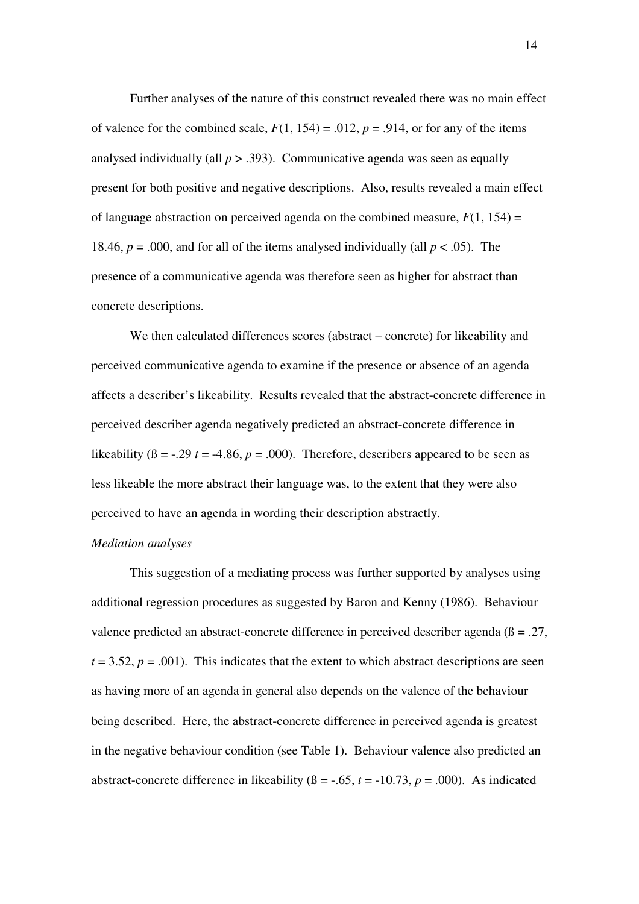Further analyses of the nature of this construct revealed there was no main effect of valence for the combined scale, $F(1, 154) = .012$, $p = .914$, or for any of the items analysed individually (all $p > .393$). Communicative agenda was seen as equally present for both positive and negative descriptions. Also, results revealed a main effect of language abstraction on perceived agenda on the combined measure, $F(1, 154) = 18.46$, $p = .000$, and for all of the items analysed individually (all $p < .05$). The presence of a communicative agenda was therefore seen as higher for abstract than concrete descriptions.

We then calculated differences scores (abstract – concrete) for likeability and perceived communicative agenda to examine if the presence or absence of an agenda affects a describer's likeability. Results revealed that the abstract-concrete difference in perceived describer agenda negatively predicted an abstract-concrete difference in likeability ($ß = -.29$ $t = -4.86$, $p = .000$). Therefore, describers appeared to be seen as less likeable the more abstract their language was, to the extent that they were also perceived to have an agenda in wording their description abstractly.

*Mediation analyses*

This suggestion of a mediating process was further supported by analyses using additional regression procedures as suggested by Baron and Kenny (1986). Behaviour valence predicted an abstract-concrete difference in perceived describer agenda ($ß = .27$, $t = 3.52$, $p = .001$). This indicates that the extent to which abstract descriptions are seen as having more of an agenda in general also depends on the valence of the behaviour being described. Here, the abstract-concrete difference in perceived agenda is greatest in the negative behaviour condition (see Table 1). Behaviour valence also predicted an abstract-concrete difference in likeability ($ß = -.65$, $t = -10.73$, $p = .000$). As indicated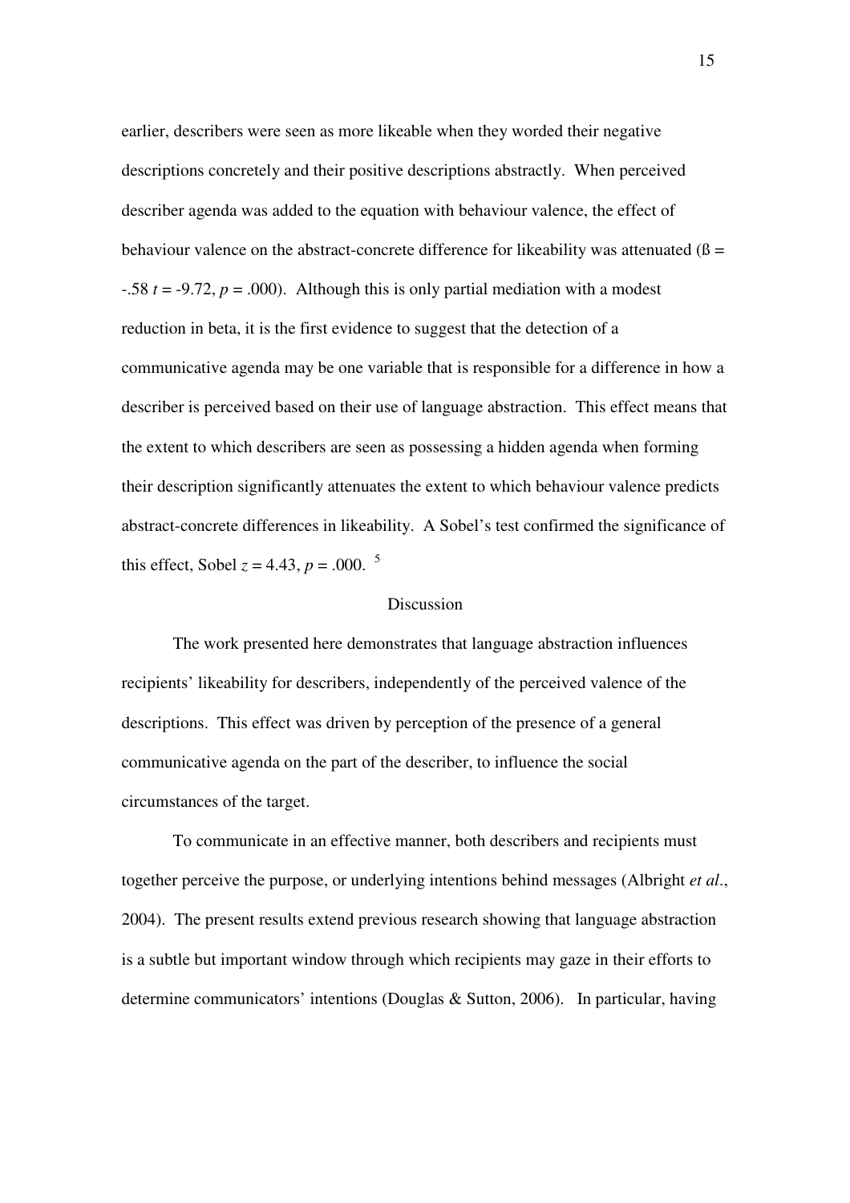earlier, describers were seen as more likeable when they worded their negative descriptions concretely and their positive descriptions abstractly. When perceived describer agenda was added to the equation with behaviour valence, the effect of behaviour valence on the abstract-concrete difference for likeability was attenuated ($ß = -.58$ $t = -9.72$, $p = .000$). Although this is only partial mediation with a modest reduction in beta, it is the first evidence to suggest that the detection of a communicative agenda may be one variable that is responsible for a difference in how a describer is perceived based on their use of language abstraction. This effect means that the extent to which describers are seen as possessing a hidden agenda when forming their description significantly attenuates the extent to which behaviour valence predicts abstract-concrete differences in likeability. A Sobel's test confirmed the significance of this effect, Sobel $z = 4.43$, $p = .000$. [5]

## Discussion

The work presented here demonstrates that language abstraction influences recipients' likeability for describers, independently of the perceived valence of the descriptions. This effect was driven by perception of the presence of a general communicative agenda on the part of the describer, to influence the social circumstances of the target.

To communicate in an effective manner, both describers and recipients must together perceive the purpose, or underlying intentions behind messages (Albright *et al*., 2004). The present results extend previous research showing that language abstraction is a subtle but important window through which recipients may gaze in their efforts to determine communicators' intentions (Douglas & Sutton, 2006). In particular, having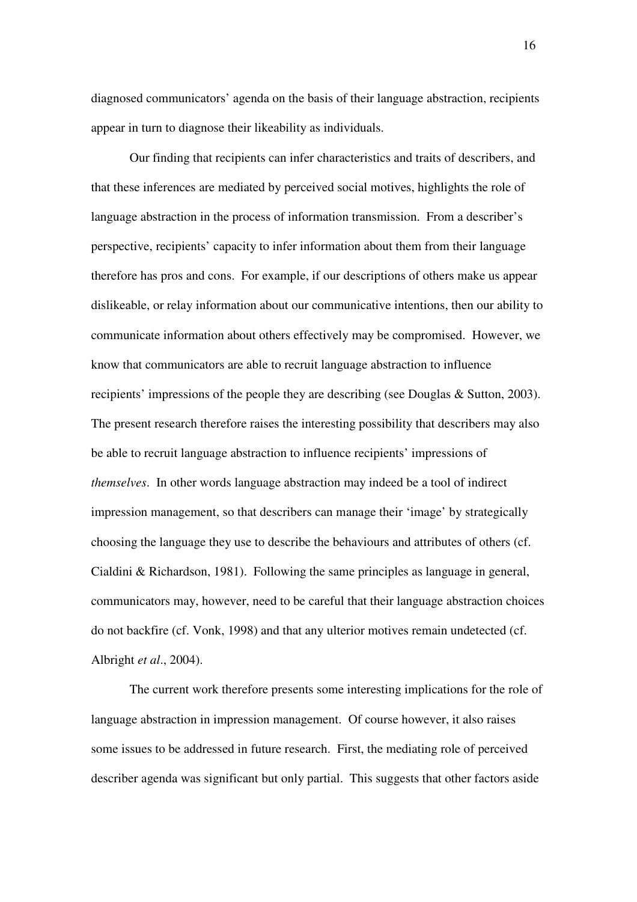diagnosed communicators' agenda on the basis of their language abstraction, recipients appear in turn to diagnose their likeability as individuals.

Our finding that recipients can infer characteristics and traits of describers, and that these inferences are mediated by perceived social motives, highlights the role of language abstraction in the process of information transmission. From a describer's perspective, recipients' capacity to infer information about them from their language therefore has pros and cons. For example, if our descriptions of others make us appear dislikeable, or relay information about our communicative intentions, then our ability to communicate information about others effectively may be compromised. However, we know that communicators are able to recruit language abstraction to influence recipients' impressions of the people they are describing (see Douglas & Sutton, 2003). The present research therefore raises the interesting possibility that describers may also be able to recruit language abstraction to influence recipients' impressions of *themselves*. In other words language abstraction may indeed be a tool of indirect impression management, so that describers can manage their 'image' by strategically choosing the language they use to describe the behaviours and attributes of others (cf. Cialdini & Richardson, 1981). Following the same principles as language in general, communicators may, however, need to be careful that their language abstraction choices do not backfire (cf. Vonk, 1998) and that any ulterior motives remain undetected (cf. Albright *et al*., 2004).

The current work therefore presents some interesting implications for the role of language abstraction in impression management. Of course however, it also raises some issues to be addressed in future research. First, the mediating role of perceived describer agenda was significant but only partial. This suggests that other factors aside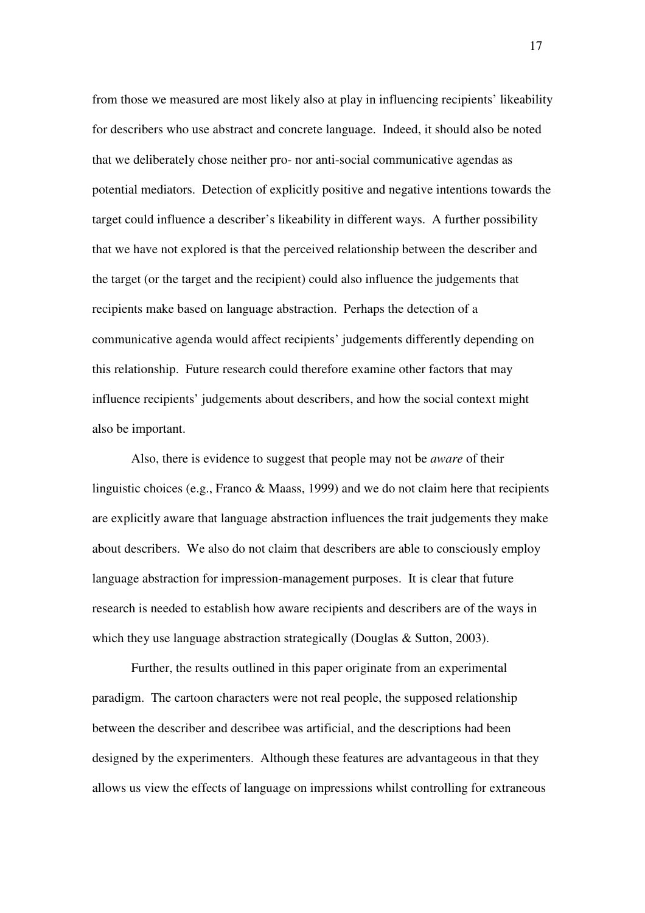from those we measured are most likely also at play in influencing recipients' likeability for describers who use abstract and concrete language. Indeed, it should also be noted that we deliberately chose neither pro- nor anti-social communicative agendas as potential mediators. Detection of explicitly positive and negative intentions towards the target could influence a describer's likeability in different ways. A further possibility that we have not explored is that the perceived relationship between the describer and the target (or the target and the recipient) could also influence the judgements that recipients make based on language abstraction. Perhaps the detection of a communicative agenda would affect recipients' judgements differently depending on this relationship. Future research could therefore examine other factors that may influence recipients' judgements about describers, and how the social context might also be important.

Also, there is evidence to suggest that people may not be *aware* of their linguistic choices (e.g., Franco & Maass, 1999) and we do not claim here that recipients are explicitly aware that language abstraction influences the trait judgements they make about describers. We also do not claim that describers are able to consciously employ language abstraction for impression-management purposes. It is clear that future research is needed to establish how aware recipients and describers are of the ways in which they use language abstraction strategically (Douglas & Sutton, 2003).

Further, the results outlined in this paper originate from an experimental paradigm. The cartoon characters were not real people, the supposed relationship between the describer and describee was artificial, and the descriptions had been designed by the experimenters. Although these features are advantageous in that they allows us view the effects of language on impressions whilst controlling for extraneous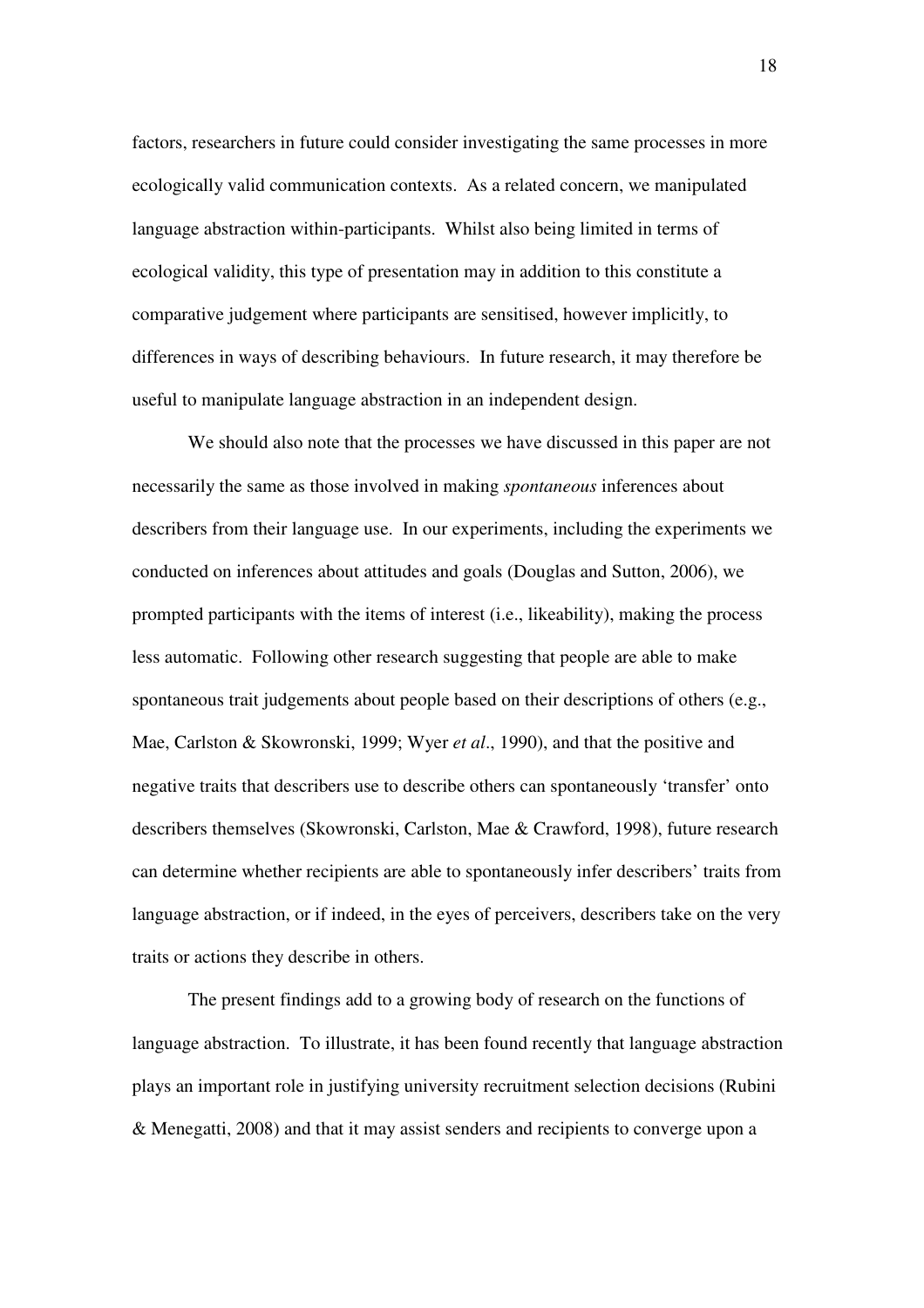factors, researchers in future could consider investigating the same processes in more ecologically valid communication contexts. As a related concern, we manipulated language abstraction within-participants. Whilst also being limited in terms of ecological validity, this type of presentation may in addition to this constitute a comparative judgement where participants are sensitised, however implicitly, to differences in ways of describing behaviours. In future research, it may therefore be useful to manipulate language abstraction in an independent design.

We should also note that the processes we have discussed in this paper are not necessarily the same as those involved in making *spontaneous* inferences about describers from their language use. In our experiments, including the experiments we conducted on inferences about attitudes and goals (Douglas and Sutton, 2006), we prompted participants with the items of interest (i.e., likeability), making the process less automatic. Following other research suggesting that people are able to make spontaneous trait judgements about people based on their descriptions of others (e.g., Mae, Carlston & Skowronski, 1999; Wyer *et al*., 1990), and that the positive and negative traits that describers use to describe others can spontaneously 'transfer' onto describers themselves (Skowronski, Carlston, Mae & Crawford, 1998), future research can determine whether recipients are able to spontaneously infer describers' traits from language abstraction, or if indeed, in the eyes of perceivers, describers take on the very traits or actions they describe in others.

The present findings add to a growing body of research on the functions of language abstraction. To illustrate, it has been found recently that language abstraction plays an important role in justifying university recruitment selection decisions (Rubini & Menegatti, 2008) and that it may assist senders and recipients to converge upon a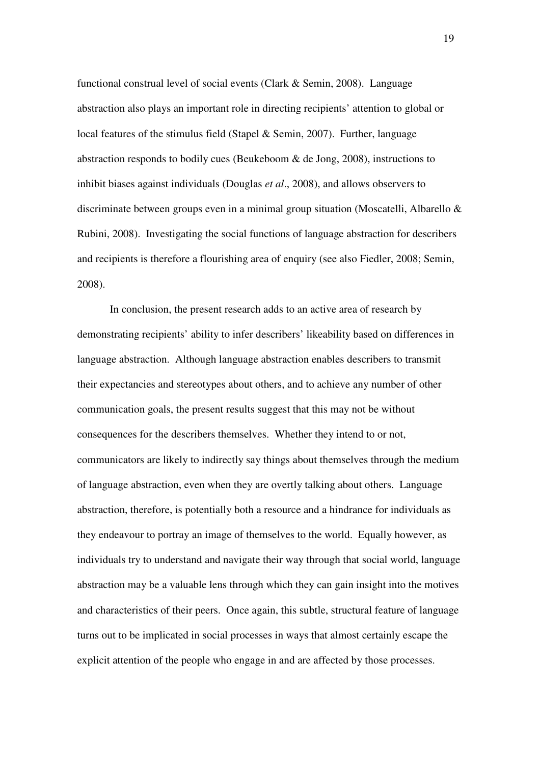functional construal level of social events (Clark & Semin, 2008). Language abstraction also plays an important role in directing recipients' attention to global or local features of the stimulus field (Stapel & Semin, 2007). Further, language abstraction responds to bodily cues (Beukeboom & de Jong, 2008), instructions to inhibit biases against individuals (Douglas *et al*., 2008), and allows observers to discriminate between groups even in a minimal group situation (Moscatelli, Albarello & Rubini, 2008). Investigating the social functions of language abstraction for describers and recipients is therefore a flourishing area of enquiry (see also Fiedler, 2008; Semin, 2008).

In conclusion, the present research adds to an active area of research by demonstrating recipients' ability to infer describers' likeability based on differences in language abstraction. Although language abstraction enables describers to transmit their expectancies and stereotypes about others, and to achieve any number of other communication goals, the present results suggest that this may not be without consequences for the describers themselves. Whether they intend to or not, communicators are likely to indirectly say things about themselves through the medium of language abstraction, even when they are overtly talking about others. Language abstraction, therefore, is potentially both a resource and a hindrance for individuals as they endeavour to portray an image of themselves to the world. Equally however, as individuals try to understand and navigate their way through that social world, language abstraction may be a valuable lens through which they can gain insight into the motives and characteristics of their peers. Once again, this subtle, structural feature of language turns out to be implicated in social processes in ways that almost certainly escape the explicit attention of the people who engage in and are affected by those processes.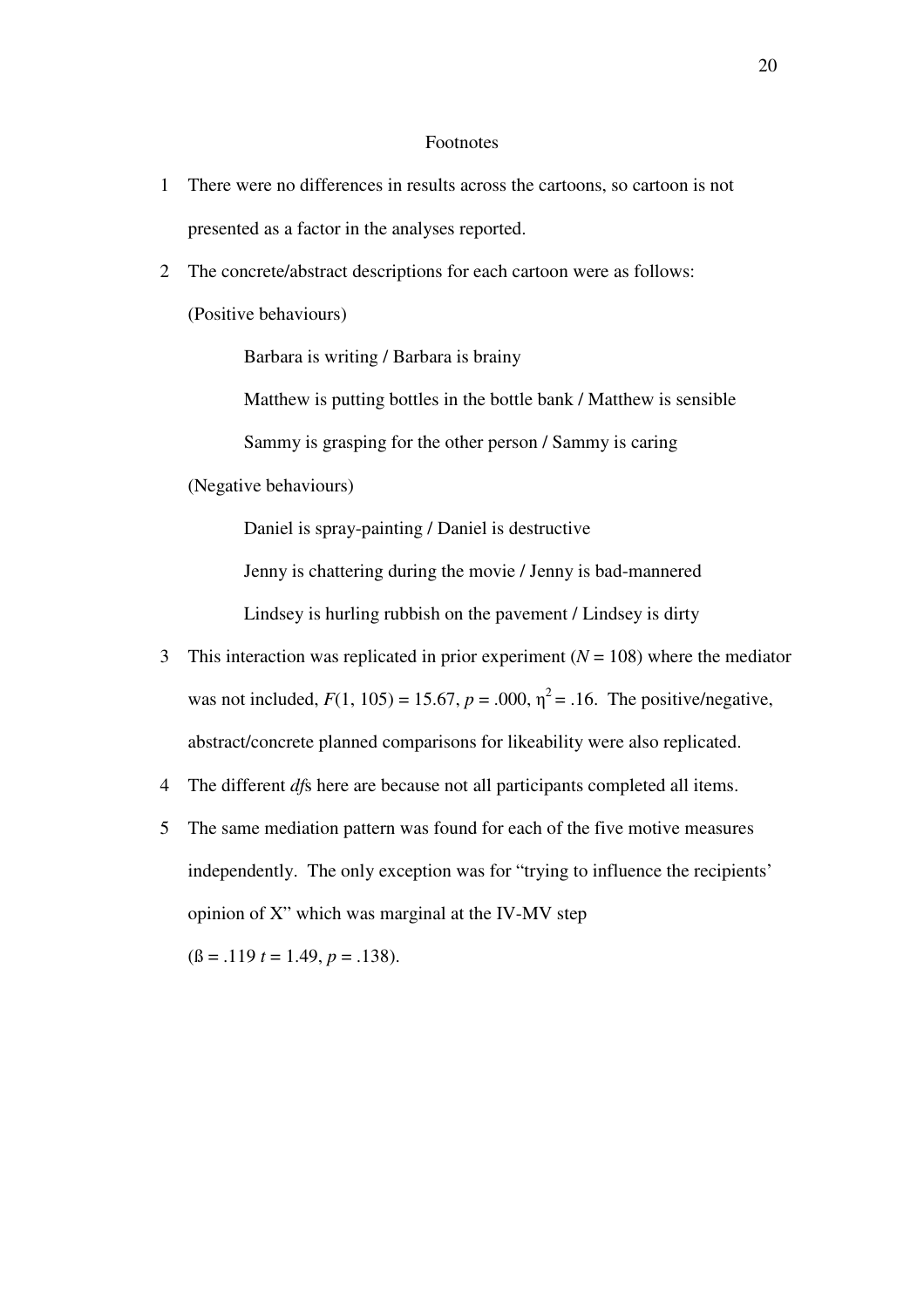# Footnotes

1 There were no differences in results across the cartoons, so cartoon is not presented as a factor in the analyses reported.

2 The concrete/abstract descriptions for each cartoon were as follows:

(Positive behaviours)

> Barbara is writing / Barbara is brainy
>
> Matthew is putting bottles in the bottle bank / Matthew is sensible
>
> Sammy is grasping for the other person / Sammy is caring

(Negative behaviours)

> Daniel is spray-painting / Daniel is destructive
>
> Jenny is chattering during the movie / Jenny is bad-mannered
>
> Lindsey is hurling rubbish on the pavement / Lindsey is dirty

3 This interaction was replicated in prior experiment ($N$ = 108) where the mediator was not included, $F(1, 105) = 15.67$, $p = .000$, $\eta^2 = .16$. The positive/negative, abstract/concrete planned comparisons for likeability were also replicated.

4 The different *df*s here are because not all participants completed all items.

5 The same mediation pattern was found for each of the five motive measures independently. The only exception was for “trying to influence the recipients’ opinion of X” which was marginal at the IV-MV step ($ß = .119$ $t = 1.49$, $p = .138$).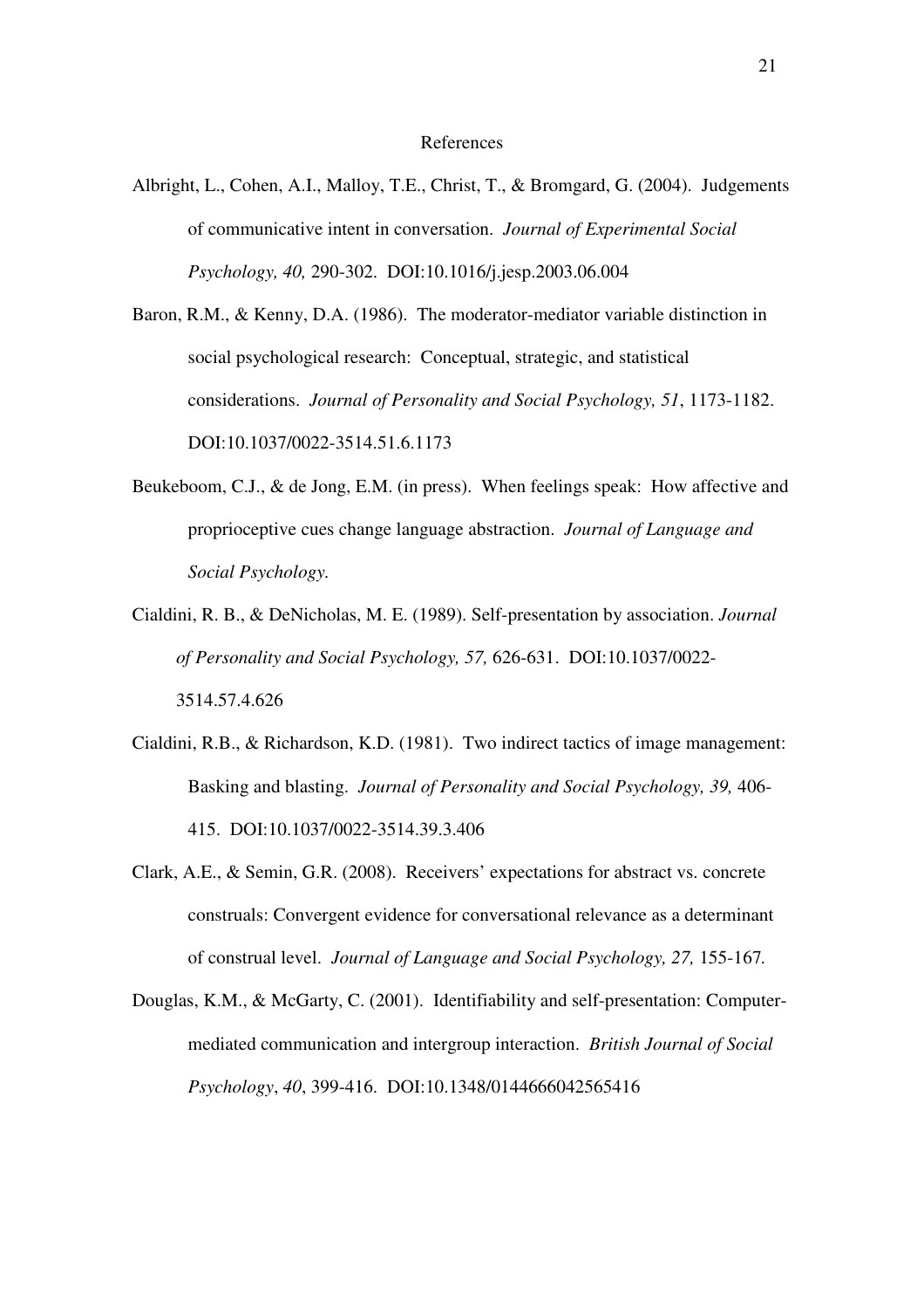# References

Albright, L., Cohen, A.I., Malloy, T.E., Christ, T., & Bromgard, G. (2004). Judgements of communicative intent in conversation. *Journal of Experimental Social Psychology, 40,* 290-302. DOI:10.1016/j.jesp.2003.06.004

Baron, R.M., & Kenny, D.A. (1986). The moderator-mediator variable distinction in social psychological research: Conceptual, strategic, and statistical considerations. *Journal of Personality and Social Psychology, 51*, 1173-1182. DOI:10.1037/0022-3514.51.6.1173

Beukeboom, C.J., & de Jong, E.M. (in press). When feelings speak: How affective and proprioceptive cues change language abstraction. *Journal of Language and Social Psychology.*

Cialdini, R. B., & DeNicholas, M. E. (1989). Self-presentation by association. *Journal of Personality and Social Psychology, 57,* 626-631. DOI:10.1037/0022-3514.57.4.626

Cialdini, R.B., & Richardson, K.D. (1981). Two indirect tactics of image management: Basking and blasting. *Journal of Personality and Social Psychology, 39,* 406-415. DOI:10.1037/0022-3514.39.3.406

Clark, A.E., & Semin, G.R. (2008). Receivers' expectations for abstract vs. concrete construals: Convergent evidence for conversational relevance as a determinant of construal level. *Journal of Language and Social Psychology, 27,* 155-167.

Douglas, K.M., & McGarty, C. (2001). Identifiability and self-presentation: Computer-mediated communication and intergroup interaction. *British Journal of Social Psychology*, *40*, 399-416. DOI:10.1348/0144666042565416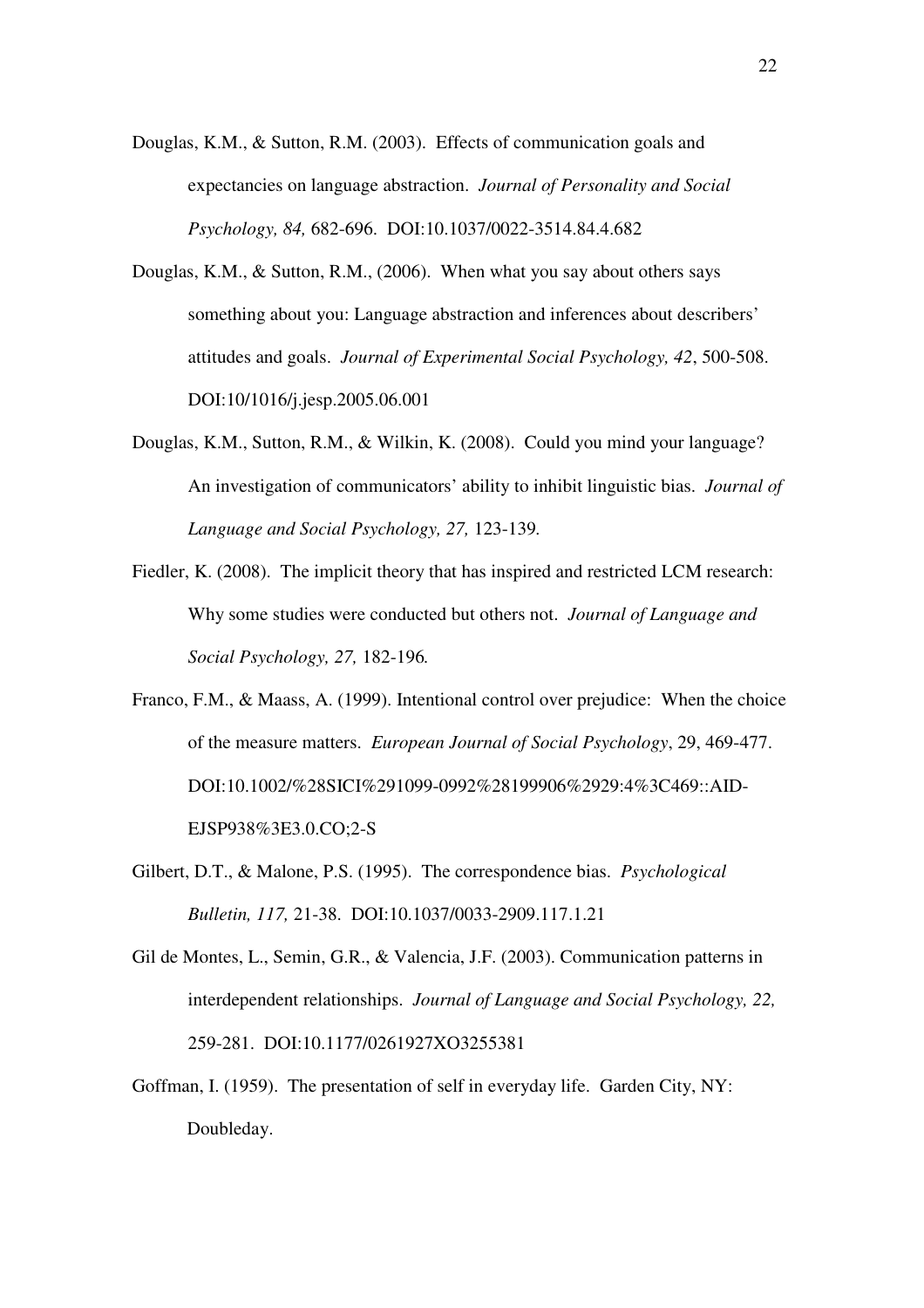Douglas, K.M., & Sutton, R.M. (2003). Effects of communication goals and expectancies on language abstraction. *Journal of Personality and Social Psychology, 84,* 682-696. DOI:10.1037/0022-3514.84.4.682

Douglas, K.M., & Sutton, R.M., (2006). When what you say about others says something about you: Language abstraction and inferences about describers' attitudes and goals. *Journal of Experimental Social Psychology, 42*, 500-508. DOI:10/1016/j.jesp.2005.06.001

Douglas, K.M., Sutton, R.M., & Wilkin, K. (2008). Could you mind your language? An investigation of communicators' ability to inhibit linguistic bias. *Journal of Language and Social Psychology, 27,* 123-139*.*

Fiedler, K. (2008). The implicit theory that has inspired and restricted LCM research: Why some studies were conducted but others not. *Journal of Language and Social Psychology, 27,* 182-196*.*

Franco, F.M., & Maass, A. (1999). Intentional control over prejudice: When the choice of the measure matters. *European Journal of Social Psychology*, 29, 469-477. DOI:10.1002/%28SICI%291099-0992%28199906%2929:4%3C469::AID-EJSP938%3E3.0.CO;2-S

Gilbert, D.T., & Malone, P.S. (1995). The correspondence bias. *Psychological Bulletin, 117,* 21-38. DOI:10.1037/0033-2909.117.1.21

Gil de Montes, L., Semin, G.R., & Valencia, J.F. (2003). Communication patterns in interdependent relationships. *Journal of Language and Social Psychology, 22,* 259-281. DOI:10.1177/0261927XO3255381

Goffman, I. (1959). The presentation of self in everyday life. Garden City, NY: Doubleday.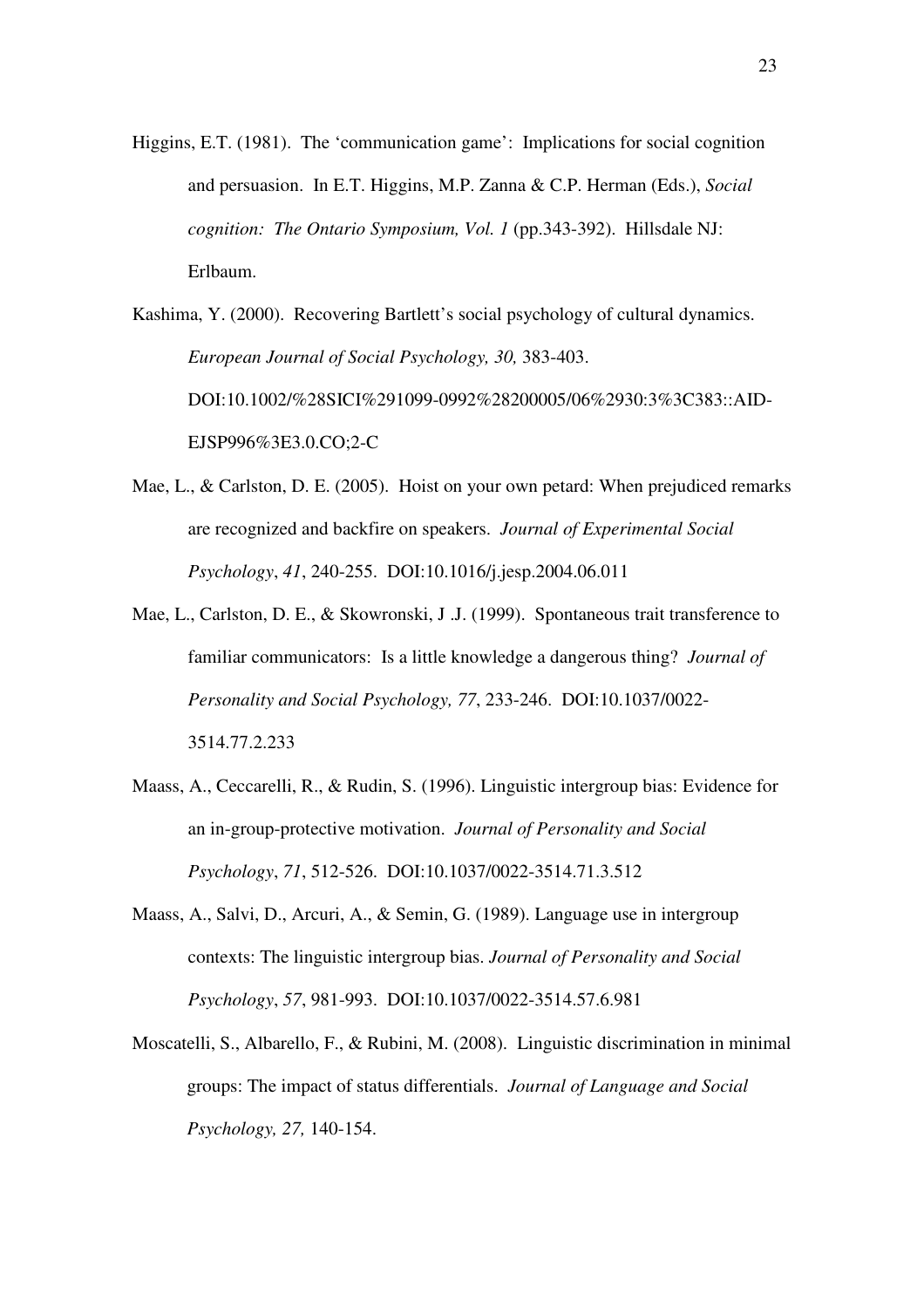Higgins, E.T. (1981). The 'communication game': Implications for social cognition and persuasion. In E.T. Higgins, M.P. Zanna & C.P. Herman (Eds.), *Social cognition: The Ontario Symposium, Vol. 1* (pp.343-392). Hillsdale NJ: Erlbaum.

Kashima, Y. (2000). Recovering Bartlett's social psychology of cultural dynamics. *European Journal of Social Psychology, 30,* 383-403. DOI:10.1002/%28SICI%291099-0992%28200005/06%2930:3%3C383::AID-EJSP996%3E3.0.CO;2-C

Mae, L., & Carlston, D. E. (2005). Hoist on your own petard: When prejudiced remarks are recognized and backfire on speakers. *Journal of Experimental Social Psychology*, *41*, 240-255. DOI:10.1016/j.jesp.2004.06.011

Mae, L., Carlston, D. E., & Skowronski, J .J. (1999). Spontaneous trait transference to familiar communicators: Is a little knowledge a dangerous thing? *Journal of Personality and Social Psychology, 77*, 233-246. DOI:10.1037/0022-3514.77.2.233

Maass, A., Ceccarelli, R., & Rudin, S. (1996). Linguistic intergroup bias: Evidence for an in-group-protective motivation. *Journal of Personality and Social Psychology*, *71*, 512-526. DOI:10.1037/0022-3514.71.3.512

Maass, A., Salvi, D., Arcuri, A., & Semin, G. (1989). Language use in intergroup contexts: The linguistic intergroup bias. *Journal of Personality and Social Psychology*, *57*, 981-993. DOI:10.1037/0022-3514.57.6.981

Moscatelli, S., Albarello, F., & Rubini, M. (2008). Linguistic discrimination in minimal groups: The impact of status differentials. *Journal of Language and Social Psychology, 27,* 140-154.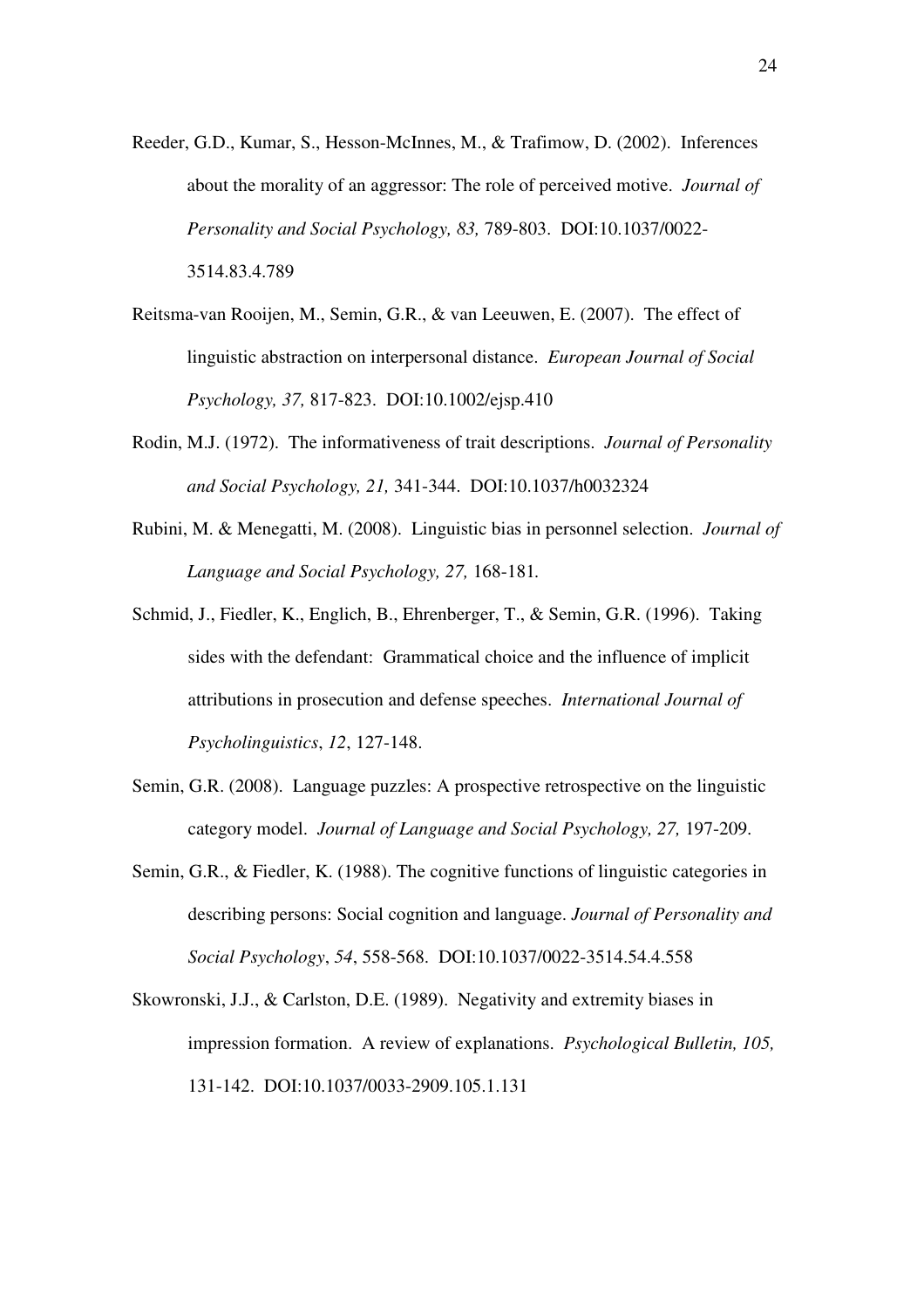Reeder, G.D., Kumar, S., Hesson-McInnes, M., & Trafimow, D. (2002). Inferences about the morality of an aggressor: The role of perceived motive. *Journal of Personality and Social Psychology, 83,* 789-803. DOI:10.1037/0022-3514.83.4.789

Reitsma-van Rooijen, M., Semin, G.R., & van Leeuwen, E. (2007). The effect of linguistic abstraction on interpersonal distance. *European Journal of Social Psychology, 37,* 817-823. DOI:10.1002/ejsp.410

Rodin, M.J. (1972). The informativeness of trait descriptions. *Journal of Personality and Social Psychology, 21,* 341-344. DOI:10.1037/h0032324

Rubini, M. & Menegatti, M. (2008). Linguistic bias in personnel selection. *Journal of Language and Social Psychology, 27,* 168-181.

Schmid, J., Fiedler, K., Englich, B., Ehrenberger, T., & Semin, G.R. (1996). Taking sides with the defendant: Grammatical choice and the influence of implicit attributions in prosecution and defense speeches. *International Journal of Psycholinguistics*, *12*, 127-148.

Semin, G.R. (2008). Language puzzles: A prospective retrospective on the linguistic category model. *Journal of Language and Social Psychology, 27,* 197-209.

Semin, G.R., & Fiedler, K. (1988). The cognitive functions of linguistic categories in describing persons: Social cognition and language. *Journal of Personality and Social Psychology*, *54*, 558-568. DOI:10.1037/0022-3514.54.4.558

Skowronski, J.J., & Carlston, D.E. (1989). Negativity and extremity biases in impression formation. A review of explanations. *Psychological Bulletin, 105,* 131-142. DOI:10.1037/0033-2909.105.1.131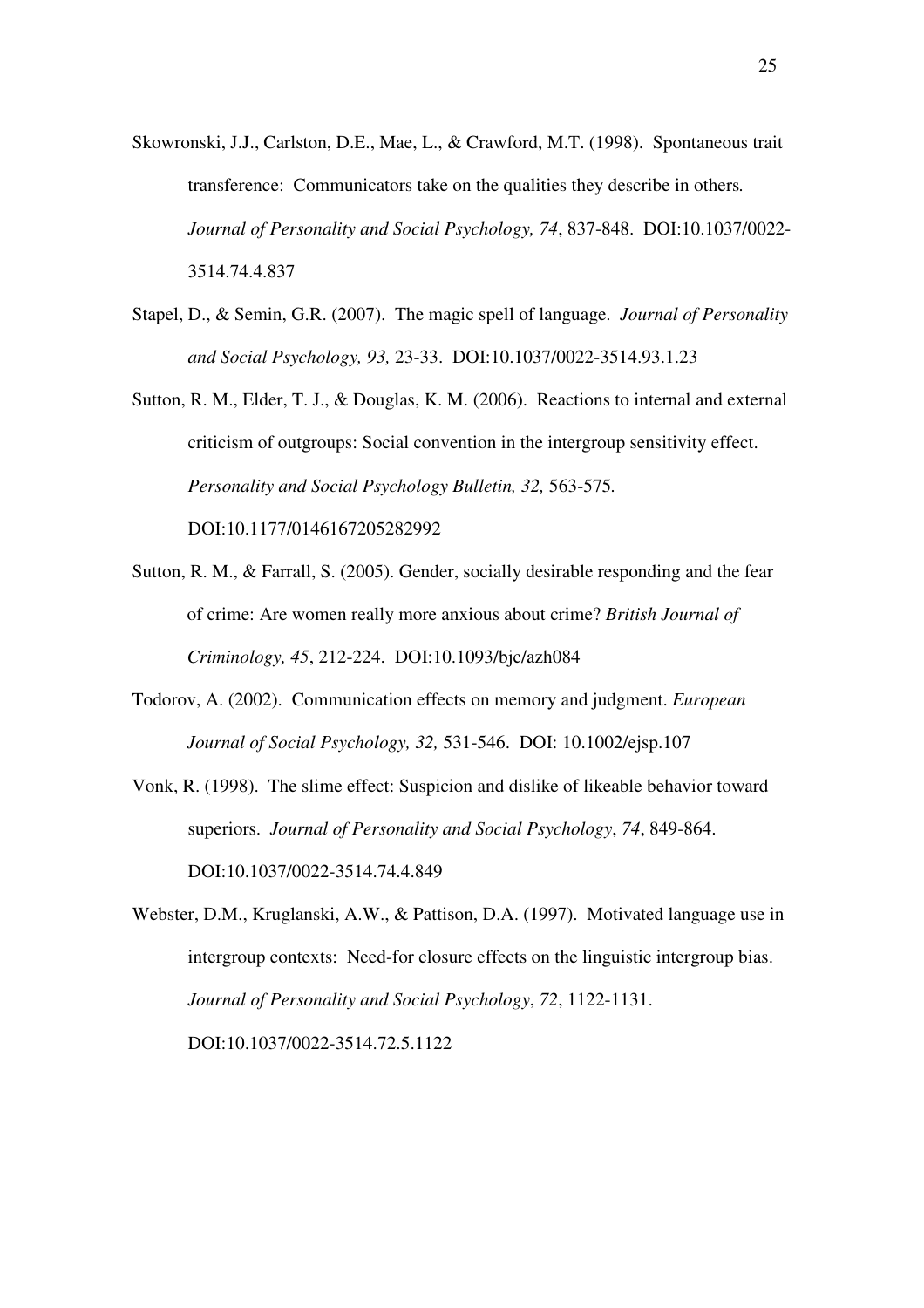Skowronski, J.J., Carlston, D.E., Mae, L., & Crawford, M.T. (1998). Spontaneous trait transference: Communicators take on the qualities they describe in others. *Journal of Personality and Social Psychology, 74*, 837-848. DOI:10.1037/0022-3514.74.4.837

Stapel, D., & Semin, G.R. (2007). The magic spell of language. *Journal of Personality and Social Psychology, 93,* 23-33. DOI:10.1037/0022-3514.93.1.23

Sutton, R. M., Elder, T. J., & Douglas, K. M. (2006). Reactions to internal and external criticism of outgroups: Social convention in the intergroup sensitivity effect. *Personality and Social Psychology Bulletin, 32,* 563-575. DOI:10.1177/0146167205282992

Sutton, R. M., & Farrall, S. (2005). Gender, socially desirable responding and the fear of crime: Are women really more anxious about crime? *British Journal of Criminology, 45*, 212-224. DOI:10.1093/bjc/azh084

Todorov, A. (2002). Communication effects on memory and judgment. *European Journal of Social Psychology, 32,* 531-546. DOI: 10.1002/ejsp.107

Vonk, R. (1998). The slime effect: Suspicion and dislike of likeable behavior toward superiors. *Journal of Personality and Social Psychology*, *74*, 849-864. DOI:10.1037/0022-3514.74.4.849

Webster, D.M., Kruglanski, A.W., & Pattison, D.A. (1997). Motivated language use in intergroup contexts: Need-for closure effects on the linguistic intergroup bias. *Journal of Personality and Social Psychology*, *72*, 1122-1131. DOI:10.1037/0022-3514.72.5.1122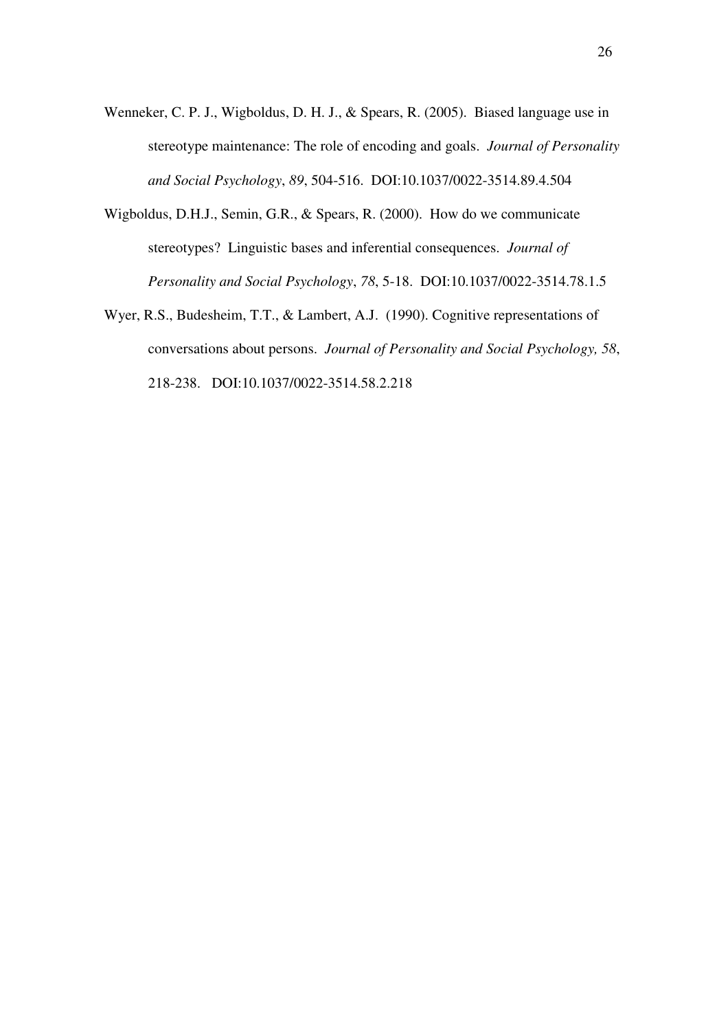Wenneker, C. P. J., Wigboldus, D. H. J., & Spears, R. (2005). Biased language use in stereotype maintenance: The role of encoding and goals. *Journal of Personality and Social Psychology*, *89*, 504-516. DOI:10.1037/0022-3514.89.4.504

Wigboldus, D.H.J., Semin, G.R., & Spears, R. (2000). How do we communicate stereotypes? Linguistic bases and inferential consequences. *Journal of Personality and Social Psychology*, *78*, 5-18. DOI:10.1037/0022-3514.78.1.5

Wyer, R.S., Budesheim, T.T., & Lambert, A.J. (1990). Cognitive representations of conversations about persons. *Journal of Personality and Social Psychology, 58*, 218-238. DOI:10.1037/0022-3514.58.2.218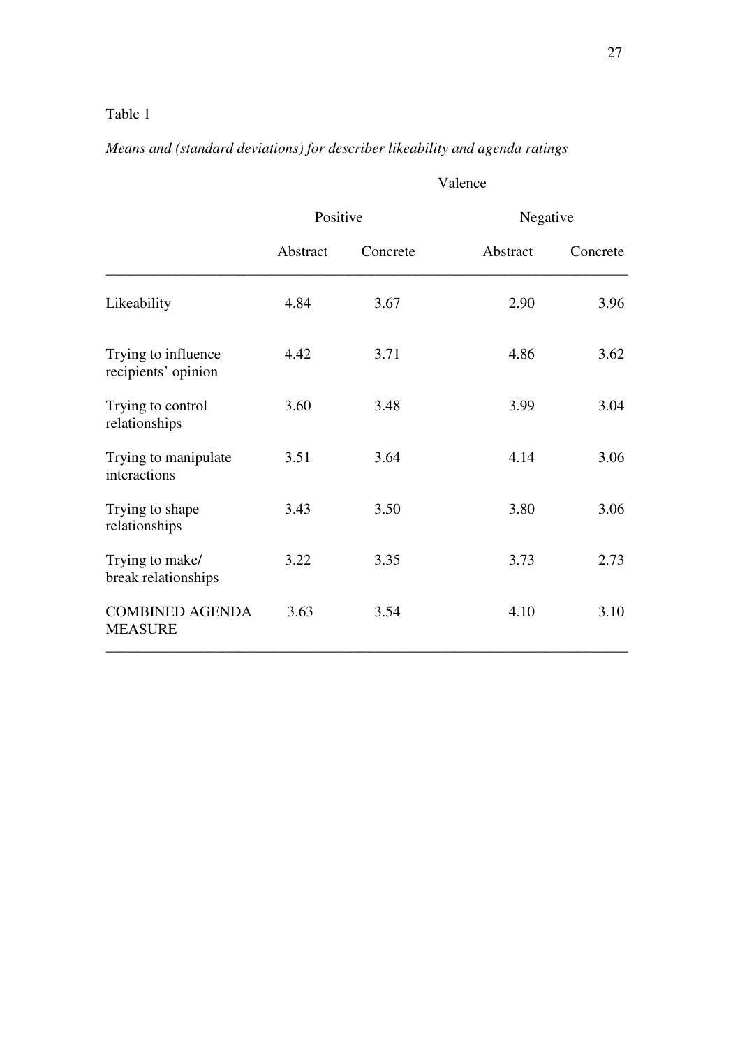Table 1

*Means and (standard deviations) for describer likeability and agenda ratings*

| | Valence | | | |
|---|---|---|---|---|
| | Positive | | Negative | |
| | Abstract | Concrete | Abstract | Concrete |
| Likeability | 4.84 | 3.67 | 2.90 | 3.96 |
| Trying to influence recipients' opinion | 4.42 | 3.71 | 4.86 | 3.62 |
| Trying to control relationships | 3.60 | 3.48 | 3.99 | 3.04 |
| Trying to manipulate interactions | 3.51 | 3.64 | 4.14 | 3.06 |
| Trying to shape relationships | 3.43 | 3.50 | 3.80 | 3.06 |
| Trying to make/ break relationships | 3.22 | 3.35 | 3.73 | 2.73 |
| COMBINED AGENDA MEASURE | 3.63 | 3.54 | 4.10 | 3.10 |